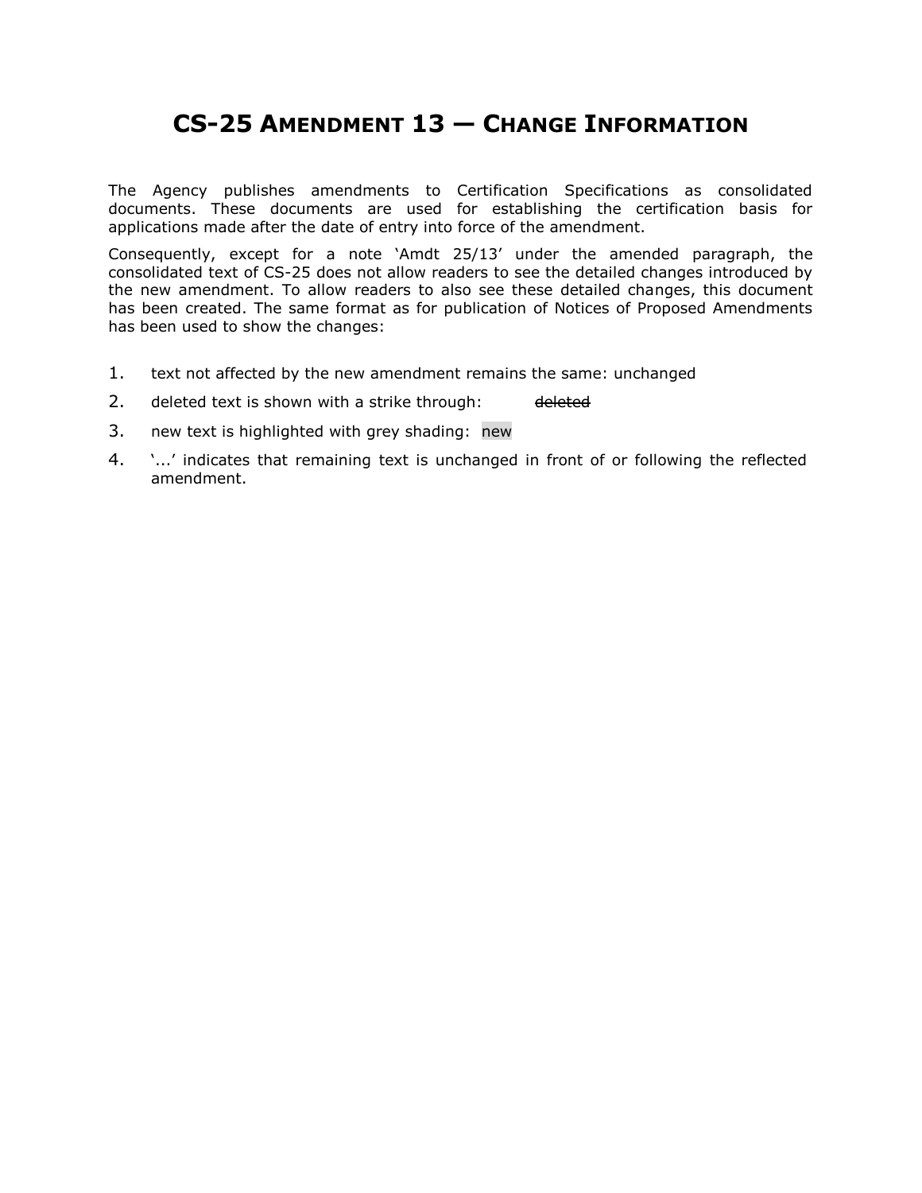# CS-25 AMENDMENT 13 — CHANGE INFORMATION

The Agency publishes amendments to Certification Specifications as consolidated documents. These documents are used for establishing the certification basis for applications made after the date of entry into force of the amendment.

Consequently, except for a note 'Amdt 25/13' under the amended paragraph, the consolidated text of CS-25 does not allow readers to see the detailed changes introduced by the new amendment. To allow readers to also see these detailed changes, this document has been created. The same format as for publication of Notices of Proposed Amendments has been used to show the changes:

1. text not affected by the new amendment remains the same: unchanged
2. deleted text is shown with a strike through: ~~deleted~~
3. new text is highlighted with grey shading: new
4. '...' indicates that remaining text is unchanged in front of or following the reflected amendment.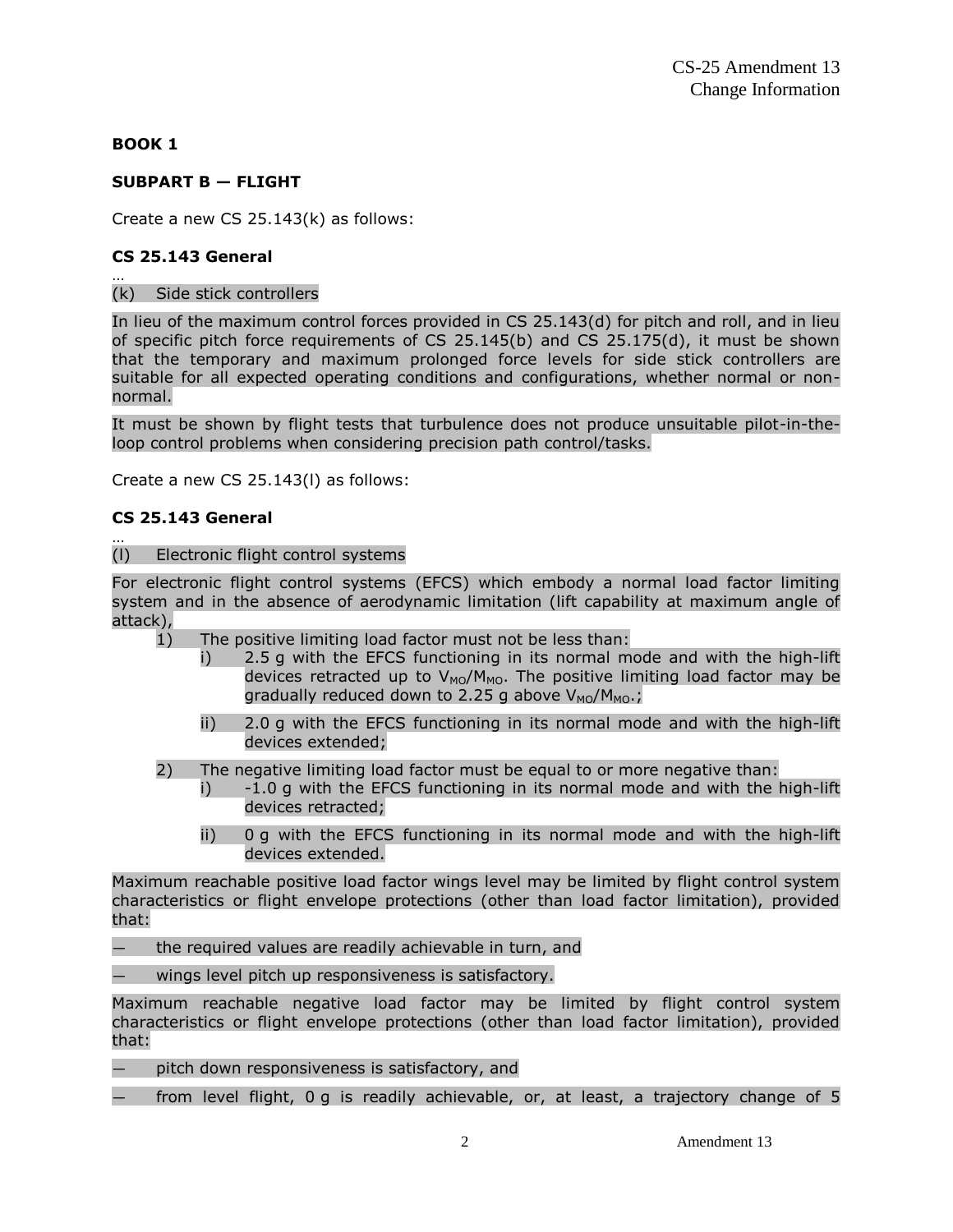**BOOK 1**

**SUBPART B — FLIGHT**

Create a new CS 25.143(k) as follows:

**CS 25.143 General**

…

(k) Side stick controllers

In lieu of the maximum control forces provided in CS 25.143(d) for pitch and roll, and in lieu of specific pitch force requirements of CS 25.145(b) and CS 25.175(d), it must be shown that the temporary and maximum prolonged force levels for side stick controllers are suitable for all expected operating conditions and configurations, whether normal or non-normal.

It must be shown by flight tests that turbulence does not produce unsuitable pilot-in-the-loop control problems when considering precision path control/tasks.

Create a new CS 25.143(l) as follows:

**CS 25.143 General**

…

(l) Electronic flight control systems

For electronic flight control systems (EFCS) which embody a normal load factor limiting system and in the absence of aerodynamic limitation (lift capability at maximum angle of attack),

1) The positive limiting load factor must not be less than:
   - i) 2.5 g with the EFCS functioning in its normal mode and with the high-lift devices retracted up to $V_{MO}/M_{MO}$. The positive limiting load factor may be gradually reduced down to 2.25 g above $V_{MO}/M_{MO}$.;
   - ii) 2.0 g with the EFCS functioning in its normal mode and with the high-lift devices extended;
2) The negative limiting load factor must be equal to or more negative than:
   - i) -1.0 g with the EFCS functioning in its normal mode and with the high-lift devices retracted;
   - ii) 0 g with the EFCS functioning in its normal mode and with the high-lift devices extended.

Maximum reachable positive load factor wings level may be limited by flight control system characteristics or flight envelope protections (other than load factor limitation), provided that:

— the required values are readily achievable in turn, and

— wings level pitch up responsiveness is satisfactory.

Maximum reachable negative load factor may be limited by flight control system characteristics or flight envelope protections (other than load factor limitation), provided that:

— pitch down responsiveness is satisfactory, and

— from level flight, 0 g is readily achievable, or, at least, a trajectory change of 5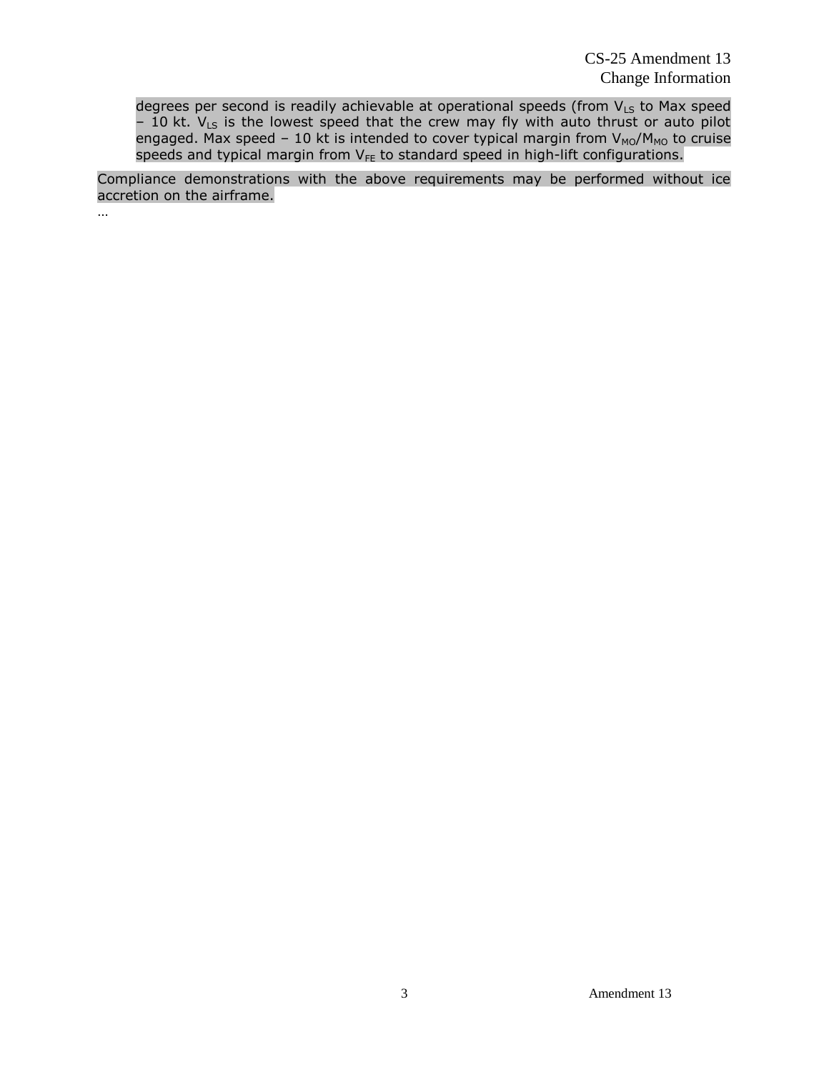degrees per second is readily achievable at operational speeds (from $V_{LS}$ to Max speed – 10 kt. $V_{LS}$ is the lowest speed that the crew may fly with auto thrust or auto pilot engaged. Max speed – 10 kt is intended to cover typical margin from $V_{MO}/M_{MO}$ to cruise speeds and typical margin from $V_{FE}$ to standard speed in high-lift configurations.

Compliance demonstrations with the above requirements may be performed without ice accretion on the airframe.

…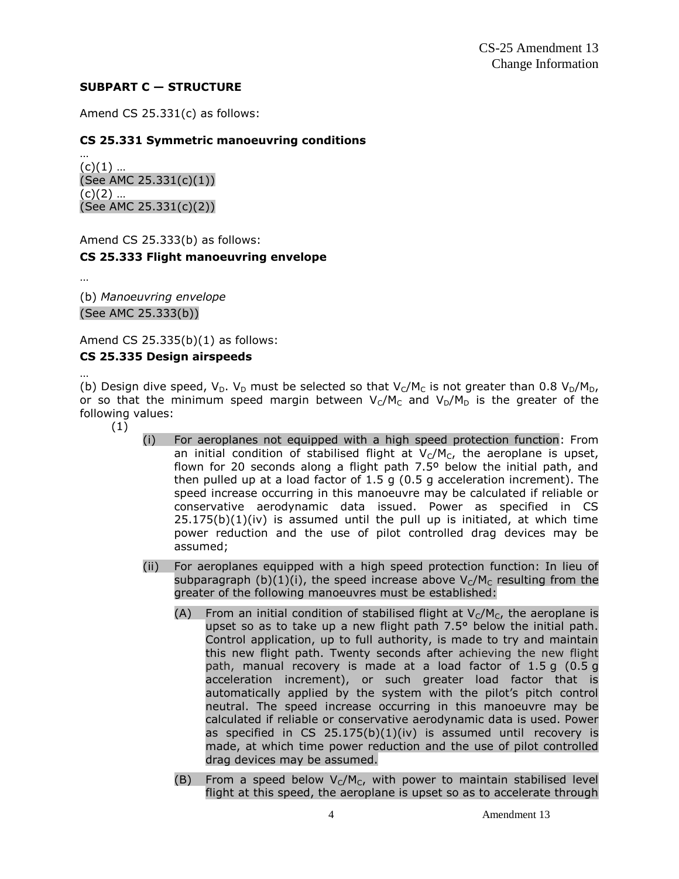**SUBPART C — STRUCTURE**

Amend CS 25.331(c) as follows:

**CS 25.331 Symmetric manoeuvring conditions**

…

(c)(1) …
(See AMC 25.331(c)(1))
(c)(2) …
(See AMC 25.331(c)(2))

Amend CS 25.333(b) as follows:

**CS 25.333 Flight manoeuvring envelope**

…

(b) *Manoeuvring envelope*
(See AMC 25.333(b))

Amend CS 25.335(b)(1) as follows:

**CS 25.335 Design airspeeds**

…

(b) Design dive speed, $V_D$. $V_D$ must be selected so that $V_C/M_C$ is not greater than 0.8 $V_D/M_D$, or so that the minimum speed margin between $V_C/M_C$ and $V_D/M_D$ is the greater of the following values:

(1)

(i) For aeroplanes not equipped with a high speed protection function: From an initial condition of stabilised flight at $V_C/M_C$, the aeroplane is upset, flown for 20 seconds along a flight path 7.5º below the initial path, and then pulled up at a load factor of 1.5 g (0.5 g acceleration increment). The speed increase occurring in this manoeuvre may be calculated if reliable or conservative aerodynamic data issued. Power as specified in CS 25.175(b)(1)(iv) is assumed until the pull up is initiated, at which time power reduction and the use of pilot controlled drag devices may be assumed;

(ii) For aeroplanes equipped with a high speed protection function: In lieu of subparagraph (b)(1)(i), the speed increase above $V_C/M_C$ resulting from the greater of the following manoeuvres must be established:

(A) From an initial condition of stabilised flight at $V_C/M_C$, the aeroplane is upset so as to take up a new flight path 7.5° below the initial path. Control application, up to full authority, is made to try and maintain this new flight path. Twenty seconds after achieving the new flight path, manual recovery is made at a load factor of 1.5 g (0.5 g acceleration increment), or such greater load factor that is automatically applied by the system with the pilot's pitch control neutral. The speed increase occurring in this manoeuvre may be calculated if reliable or conservative aerodynamic data is used. Power as specified in CS 25.175(b)(1)(iv) is assumed until recovery is made, at which time power reduction and the use of pilot controlled drag devices may be assumed.

(B) From a speed below $V_C/M_C$, with power to maintain stabilised level flight at this speed, the aeroplane is upset so as to accelerate through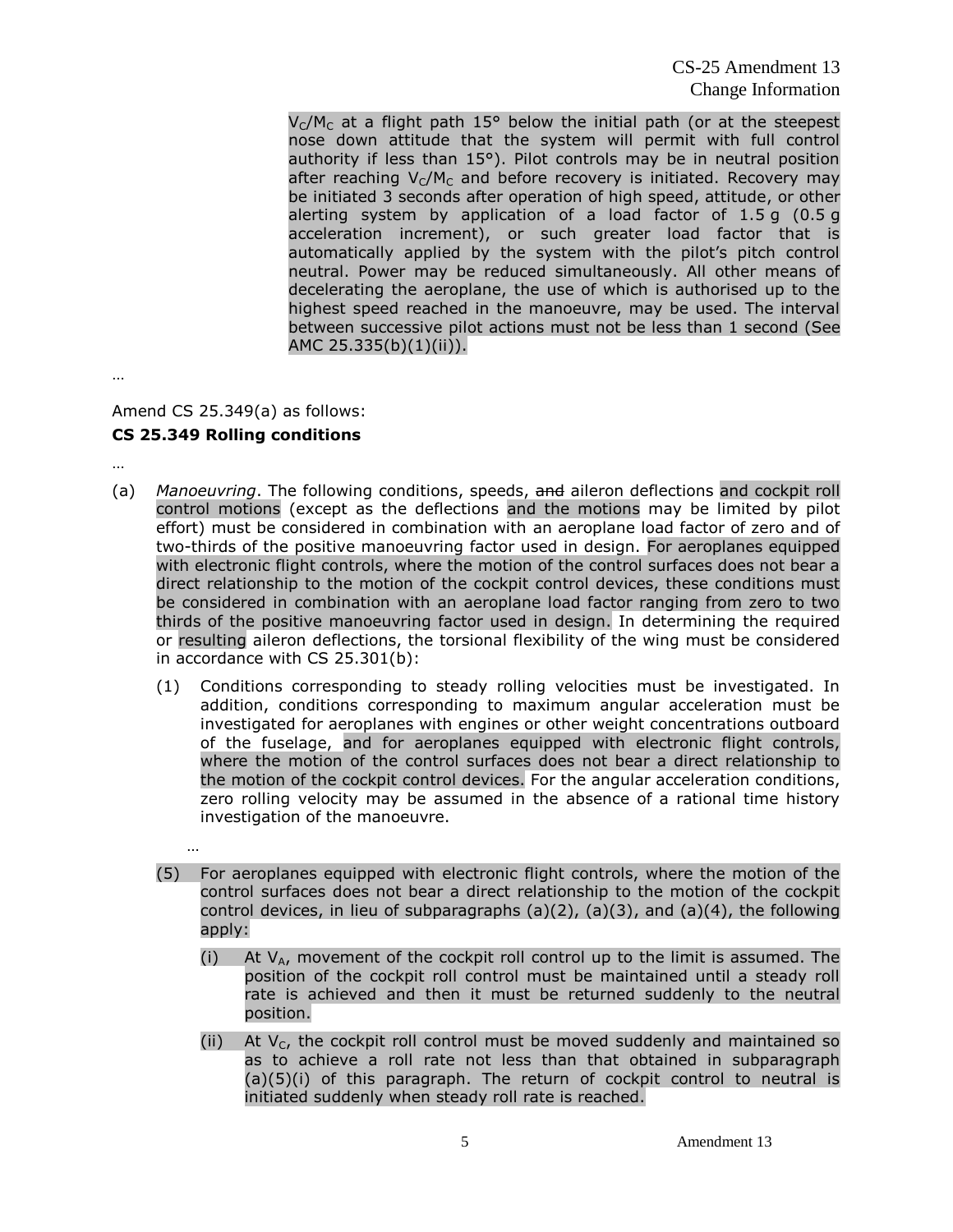$V_C/M_C$ at a flight path 15° below the initial path (or at the steepest nose down attitude that the system will permit with full control authority if less than 15°). Pilot controls may be in neutral position after reaching $V_C/M_C$ and before recovery is initiated. Recovery may be initiated 3 seconds after operation of high speed, attitude, or other alerting system by application of a load factor of 1.5 g (0.5 g acceleration increment), or such greater load factor that is automatically applied by the system with the pilot's pitch control neutral. Power may be reduced simultaneously. All other means of decelerating the aeroplane, the use of which is authorised up to the highest speed reached in the manoeuvre, may be used. The interval between successive pilot actions must not be less than 1 second (See AMC 25.335(b)(1)(ii)).

…

Amend CS 25.349(a) as follows:

**CS 25.349 Rolling conditions**

…

(a) *Manoeuvring*. The following conditions, speeds, ~~and~~ aileron deflections and cockpit roll control motions (except as the deflections and the motions may be limited by pilot effort) must be considered in combination with an aeroplane load factor of zero and of two-thirds of the positive manoeuvring factor used in design. For aeroplanes equipped with electronic flight controls, where the motion of the control surfaces does not bear a direct relationship to the motion of the cockpit control devices, these conditions must be considered in combination with an aeroplane load factor ranging from zero to two thirds of the positive manoeuvring factor used in design. In determining the required or resulting aileron deflections, the torsional flexibility of the wing must be considered in accordance with CS 25.301(b):

(1) Conditions corresponding to steady rolling velocities must be investigated. In addition, conditions corresponding to maximum angular acceleration must be investigated for aeroplanes with engines or other weight concentrations outboard of the fuselage, and for aeroplanes equipped with electronic flight controls, where the motion of the control surfaces does not bear a direct relationship to the motion of the cockpit control devices. For the angular acceleration conditions, zero rolling velocity may be assumed in the absence of a rational time history investigation of the manoeuvre.

…

(5) For aeroplanes equipped with electronic flight controls, where the motion of the control surfaces does not bear a direct relationship to the motion of the cockpit control devices, in lieu of subparagraphs (a)(2), (a)(3), and (a)(4), the following apply:

(i) At $V_A$, movement of the cockpit roll control up to the limit is assumed. The position of the cockpit roll control must be maintained until a steady roll rate is achieved and then it must be returned suddenly to the neutral position.

(ii) At $V_C$, the cockpit roll control must be moved suddenly and maintained so as to achieve a roll rate not less than that obtained in subparagraph (a)(5)(i) of this paragraph. The return of cockpit control to neutral is initiated suddenly when steady roll rate is reached.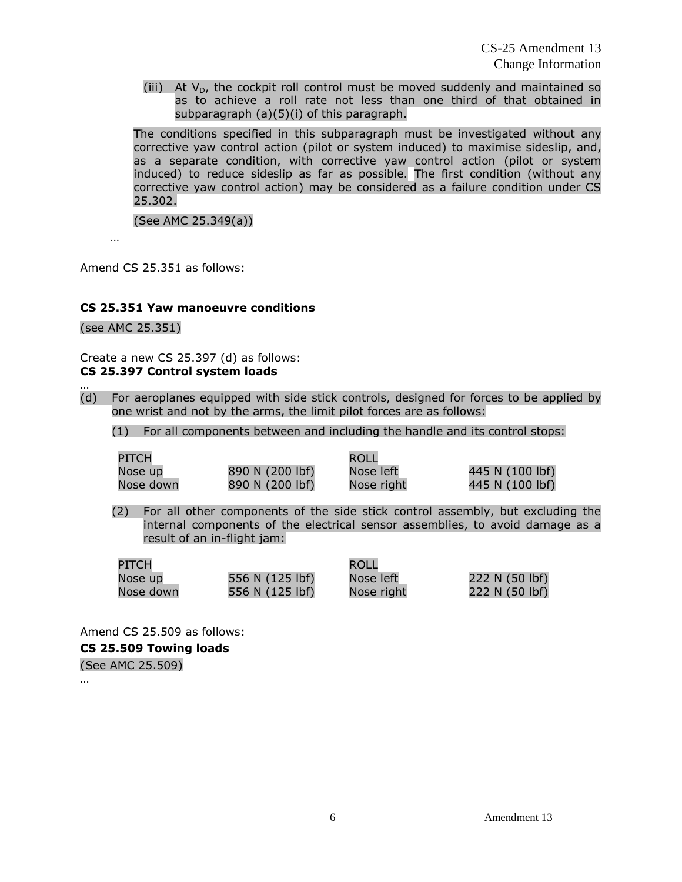(iii) At $V_D$, the cockpit roll control must be moved suddenly and maintained so as to achieve a roll rate not less than one third of that obtained in subparagraph (a)(5)(i) of this paragraph.

The conditions specified in this subparagraph must be investigated without any corrective yaw control action (pilot or system induced) to maximise sideslip, and, as a separate condition, with corrective yaw control action (pilot or system induced) to reduce sideslip as far as possible. The first condition (without any corrective yaw control action) may be considered as a failure condition under CS 25.302.

(See AMC 25.349(a))

…

Amend CS 25.351 as follows:

**CS 25.351 Yaw manoeuvre conditions**

(see AMC 25.351)

Create a new CS 25.397 (d) as follows:

**CS 25.397 Control system loads**

…

(d) For aeroplanes equipped with side stick controls, designed for forces to be applied by one wrist and not by the arms, the limit pilot forces are as follows:

(1) For all components between and including the handle and its control stops:

| PITCH | | ROLL | |
|---|---|---|---|
| Nose up | 890 N (200 lbf) | Nose left | 445 N (100 lbf) |
| Nose down | 890 N (200 lbf) | Nose right | 445 N (100 lbf) |

(2) For all other components of the side stick control assembly, but excluding the internal components of the electrical sensor assemblies, to avoid damage as a result of an in-flight jam:

| PITCH | | ROLL | |
|---|---|---|---|
| Nose up | 556 N (125 lbf) | Nose left | 222 N (50 lbf) |
| Nose down | 556 N (125 lbf) | Nose right | 222 N (50 lbf) |

Amend CS 25.509 as follows:

**CS 25.509 Towing loads**

(See AMC 25.509)

…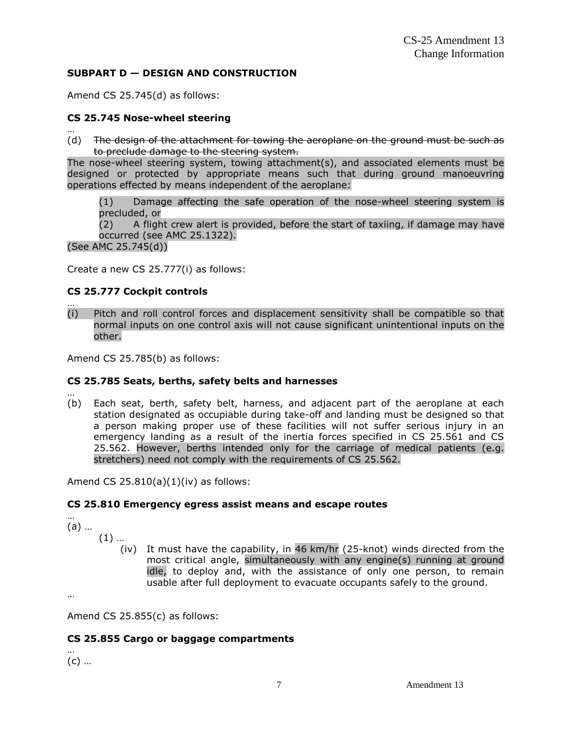## SUBPART D — DESIGN AND CONSTRUCTION

Amend CS 25.745(d) as follows:

### CS 25.745 Nose-wheel steering

…

(d) ~~The design of the attachment for towing the aeroplane on the ground must be such as to preclude damage to the steering system.~~

The nose-wheel steering system, towing attachment(s), and associated elements must be designed or protected by appropriate means such that during ground manoeuvring operations effected by means independent of the aeroplane:

(1) Damage affecting the safe operation of the nose-wheel steering system is precluded, or

(2) A flight crew alert is provided, before the start of taxiing, if damage may have occurred (see AMC 25.1322).

(See AMC 25.745(d))

Create a new CS 25.777(i) as follows:

### CS 25.777 Cockpit controls

…

(i) Pitch and roll control forces and displacement sensitivity shall be compatible so that normal inputs on one control axis will not cause significant unintentional inputs on the other.

Amend CS 25.785(b) as follows:

### CS 25.785 Seats, berths, safety belts and harnesses

…

(b) Each seat, berth, safety belt, harness, and adjacent part of the aeroplane at each station designated as occupiable during take-off and landing must be designed so that a person making proper use of these facilities will not suffer serious injury in an emergency landing as a result of the inertia forces specified in CS 25.561 and CS 25.562. However, berths intended only for the carriage of medical patients (e.g. stretchers) need not comply with the requirements of CS 25.562.

Amend CS 25.810(a)(1)(iv) as follows:

### CS 25.810 Emergency egress assist means and escape routes

…

(a) …

(1) …

(iv) It must have the capability, in 46 km/hr (25-knot) winds directed from the most critical angle, simultaneously with any engine(s) running at ground idle, to deploy and, with the assistance of only one person, to remain usable after full deployment to evacuate occupants safely to the ground.

…

Amend CS 25.855(c) as follows:

### CS 25.855 Cargo or baggage compartments

…

(c) …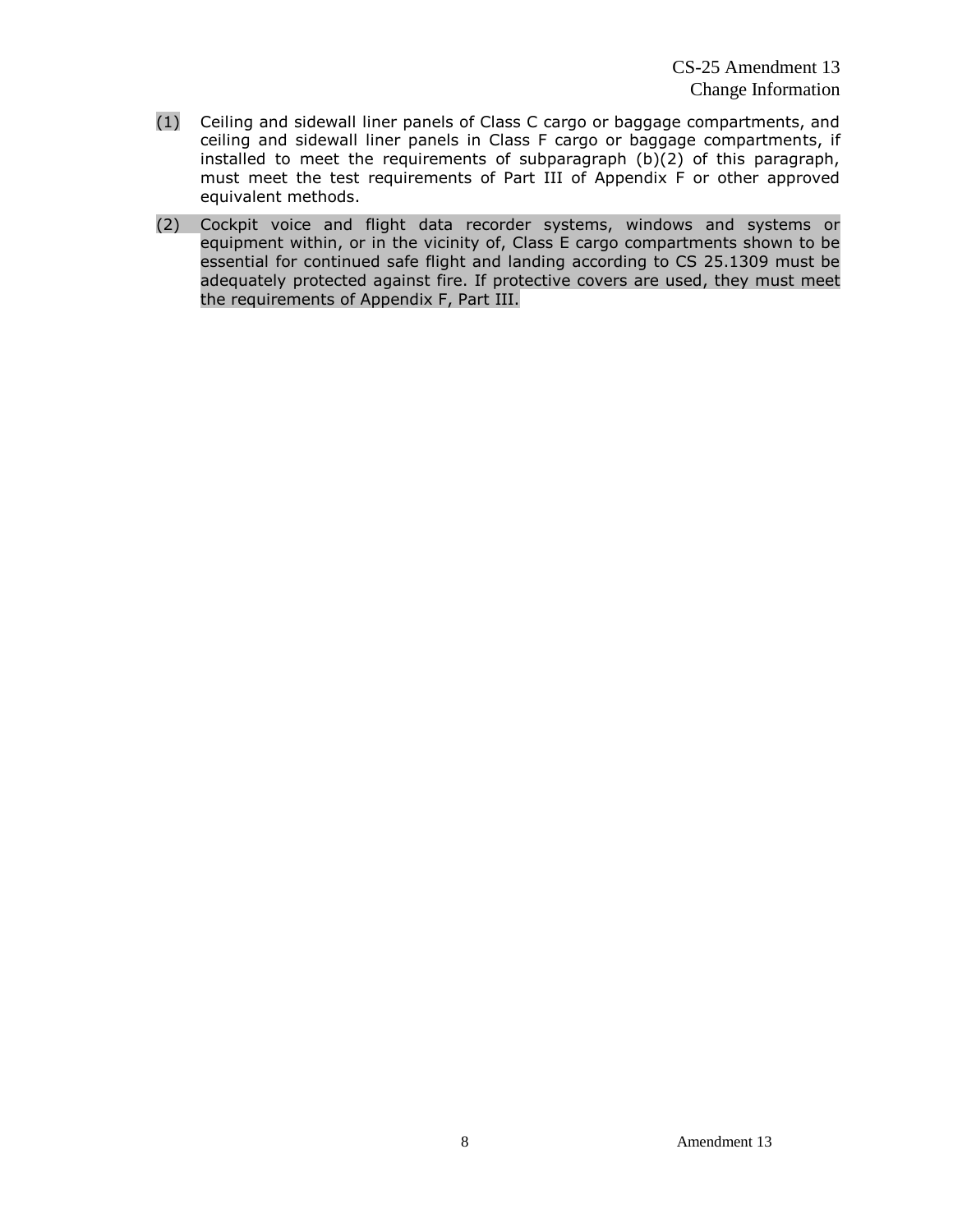(1) Ceiling and sidewall liner panels of Class C cargo or baggage compartments, and ceiling and sidewall liner panels in Class F cargo or baggage compartments, if installed to meet the requirements of subparagraph (b)(2) of this paragraph, must meet the test requirements of Part III of Appendix F or other approved equivalent methods.

(2) Cockpit voice and flight data recorder systems, windows and systems or equipment within, or in the vicinity of, Class E cargo compartments shown to be essential for continued safe flight and landing according to CS 25.1309 must be adequately protected against fire. If protective covers are used, they must meet the requirements of Appendix F, Part III.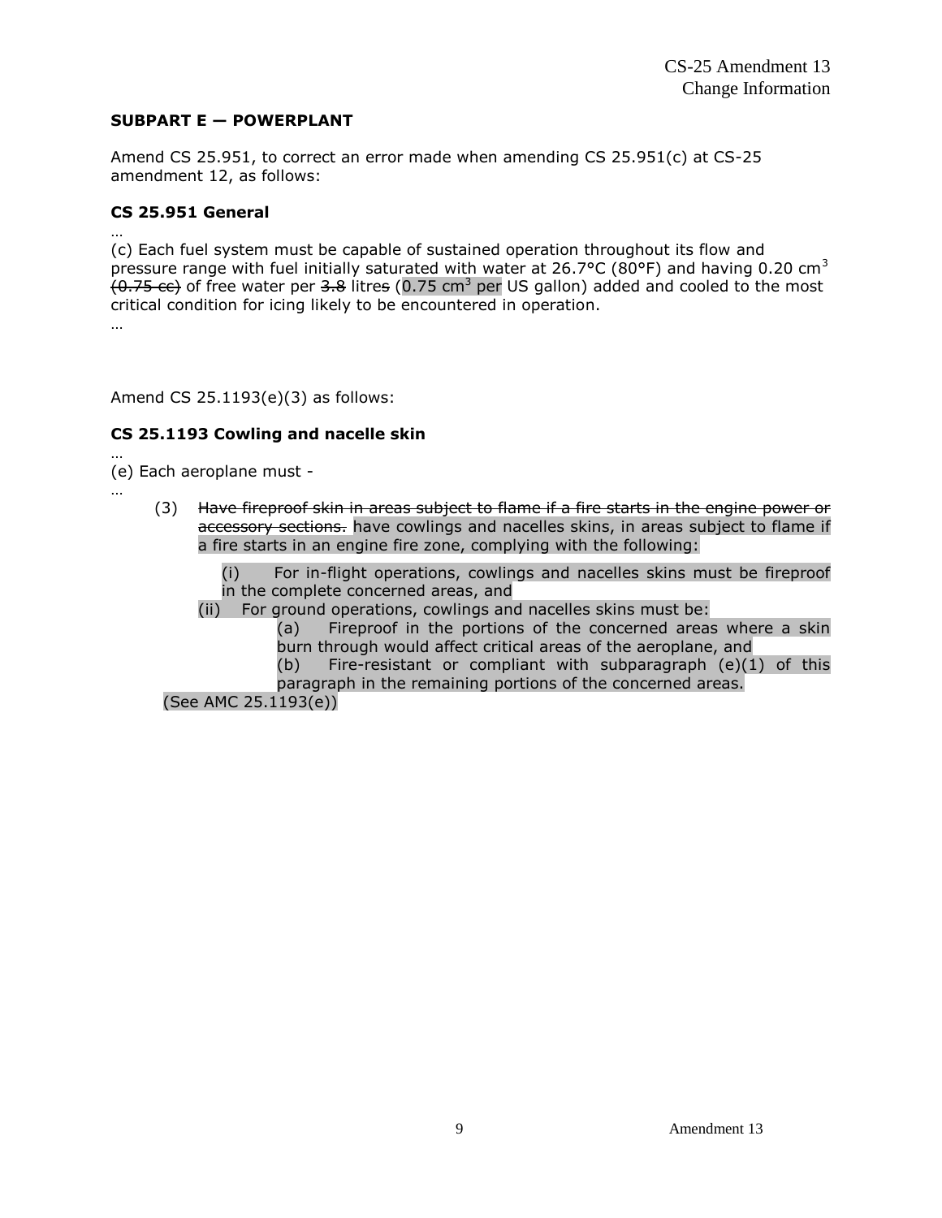## SUBPART E — POWERPLANT

Amend CS 25.951, to correct an error made when amending CS 25.951(c) at CS-25 amendment 12, as follows:

### CS 25.951 General

…

(c) Each fuel system must be capable of sustained operation throughout its flow and pressure range with fuel initially saturated with water at 26.7°C (80°F) and having 0.20 $cm^3$ ~~(0.75 cc)~~ of free water per ~~3.8~~ litre~~s~~ (0.75 $cm^3$ per US gallon) added and cooled to the most critical condition for icing likely to be encountered in operation.

…

Amend CS 25.1193(e)(3) as follows:

### CS 25.1193 Cowling and nacelle skin

…

(e) Each aeroplane must -

…

(3) ~~Have fireproof skin in areas subject to flame if a fire starts in the engine power or accessory sections.~~ have cowlings and nacelles skins, in areas subject to flame if a fire starts in an engine fire zone, complying with the following:

(i) For in-flight operations, cowlings and nacelles skins must be fireproof in the complete concerned areas, and

(ii) For ground operations, cowlings and nacelles skins must be:

(a) Fireproof in the portions of the concerned areas where a skin burn through would affect critical areas of the aeroplane, and

(b) Fire-resistant or compliant with subparagraph (e)(1) of this paragraph in the remaining portions of the concerned areas.

(See AMC 25.1193(e))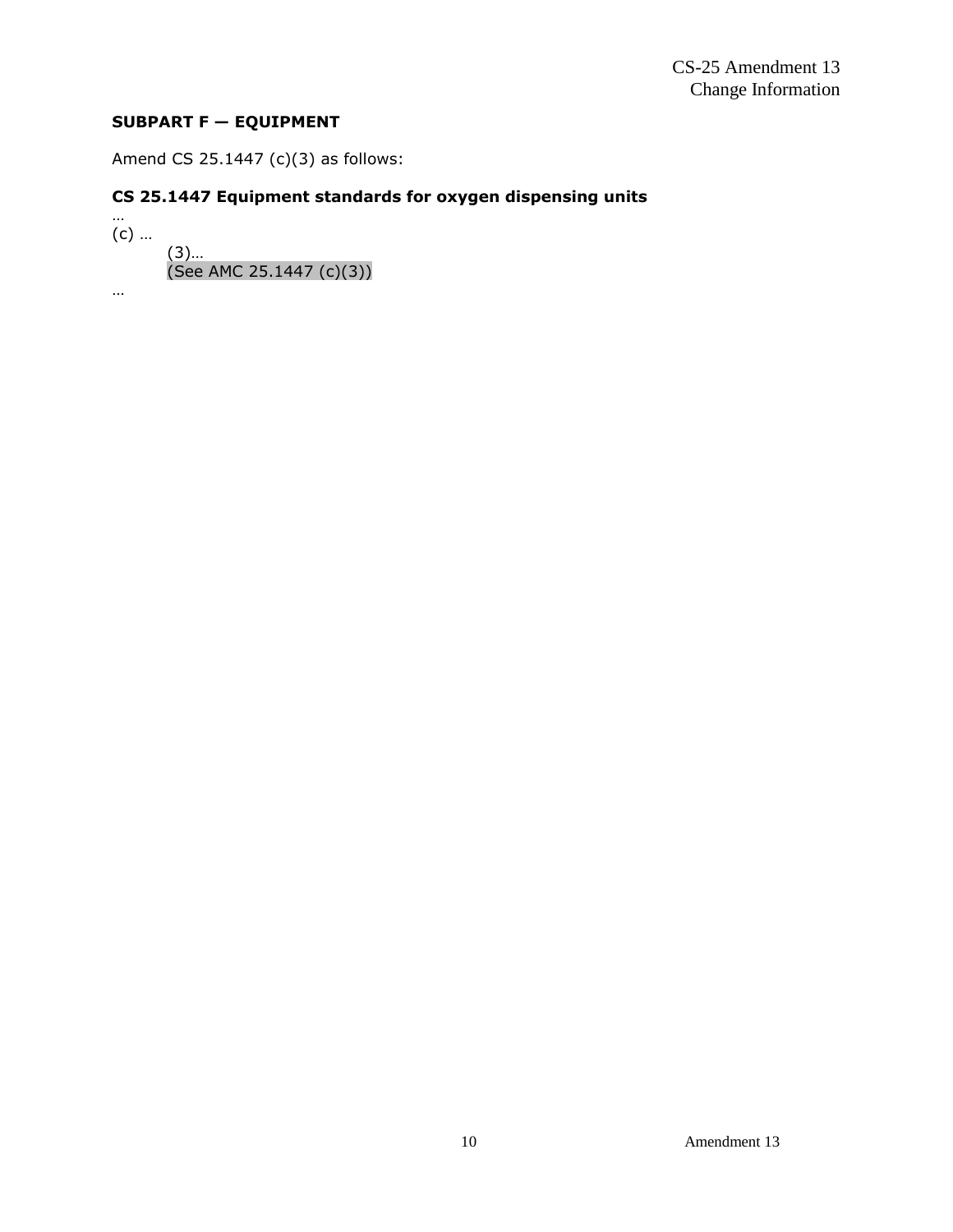**SUBPART F — EQUIPMENT**

Amend CS 25.1447 (c)(3) as follows:

**CS 25.1447 Equipment standards for oxygen dispensing units**

…

(c) …

(3)…

(See AMC 25.1447 (c)(3))

…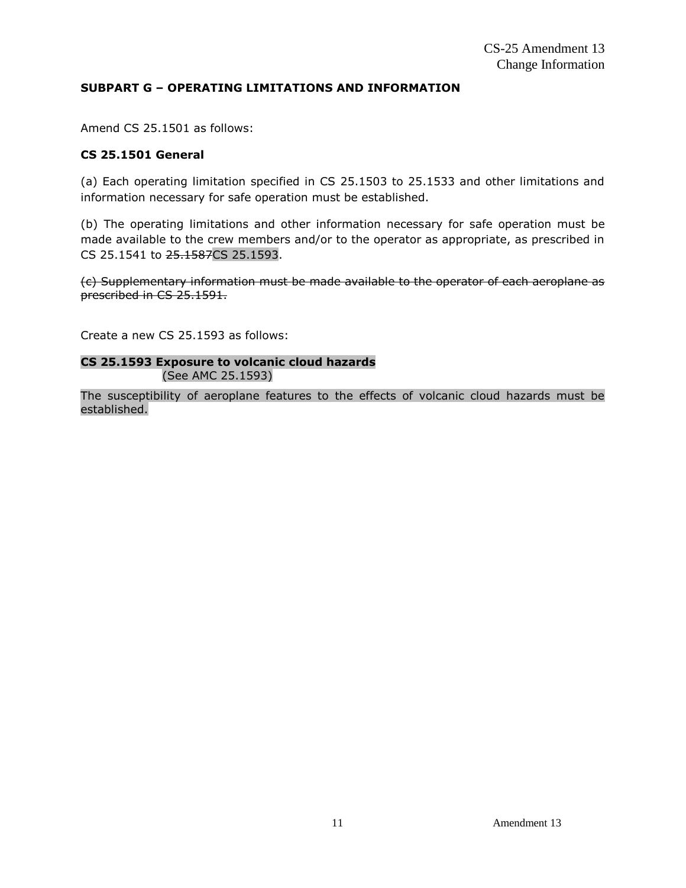## SUBPART G – OPERATING LIMITATIONS AND INFORMATION

Amend CS 25.1501 as follows:

### CS 25.1501 General

(a) Each operating limitation specified in CS 25.1503 to 25.1533 and other limitations and information necessary for safe operation must be established.

(b) The operating limitations and other information necessary for safe operation must be made available to the crew members and/or to the operator as appropriate, as prescribed in CS 25.1541 to ~~25.1587~~CS 25.1593.

~~(c) Supplementary information must be made available to the operator of each aeroplane as prescribed in CS 25.1591.~~

Create a new CS 25.1593 as follows:

### CS 25.1593 Exposure to volcanic cloud hazards

(See AMC 25.1593)

The susceptibility of aeroplane features to the effects of volcanic cloud hazards must be established.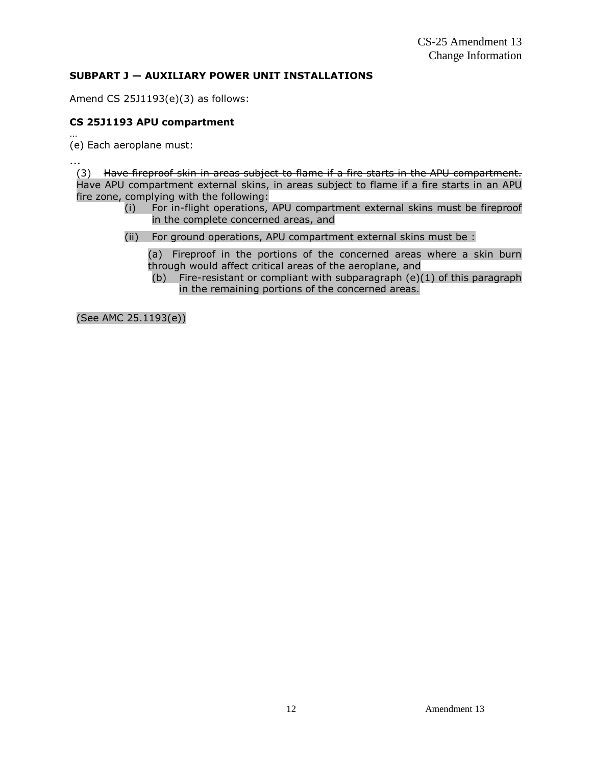**SUBPART J — AUXILIARY POWER UNIT INSTALLATIONS**

Amend CS 25J1193(e)(3) as follows:

**CS 25J1193 APU compartment**

…

(e) Each aeroplane must:

...

(3) ~~Have fireproof skin in areas subject to flame if a fire starts in the APU compartment.~~ Have APU compartment external skins, in areas subject to flame if a fire starts in an APU fire zone, complying with the following:

(i) For in-flight operations, APU compartment external skins must be fireproof in the complete concerned areas, and

(ii) For ground operations, APU compartment external skins must be :

(a) Fireproof in the portions of the concerned areas where a skin burn through would affect critical areas of the aeroplane, and

(b) Fire-resistant or compliant with subparagraph (e)(1) of this paragraph in the remaining portions of the concerned areas.

(See AMC 25.1193(e))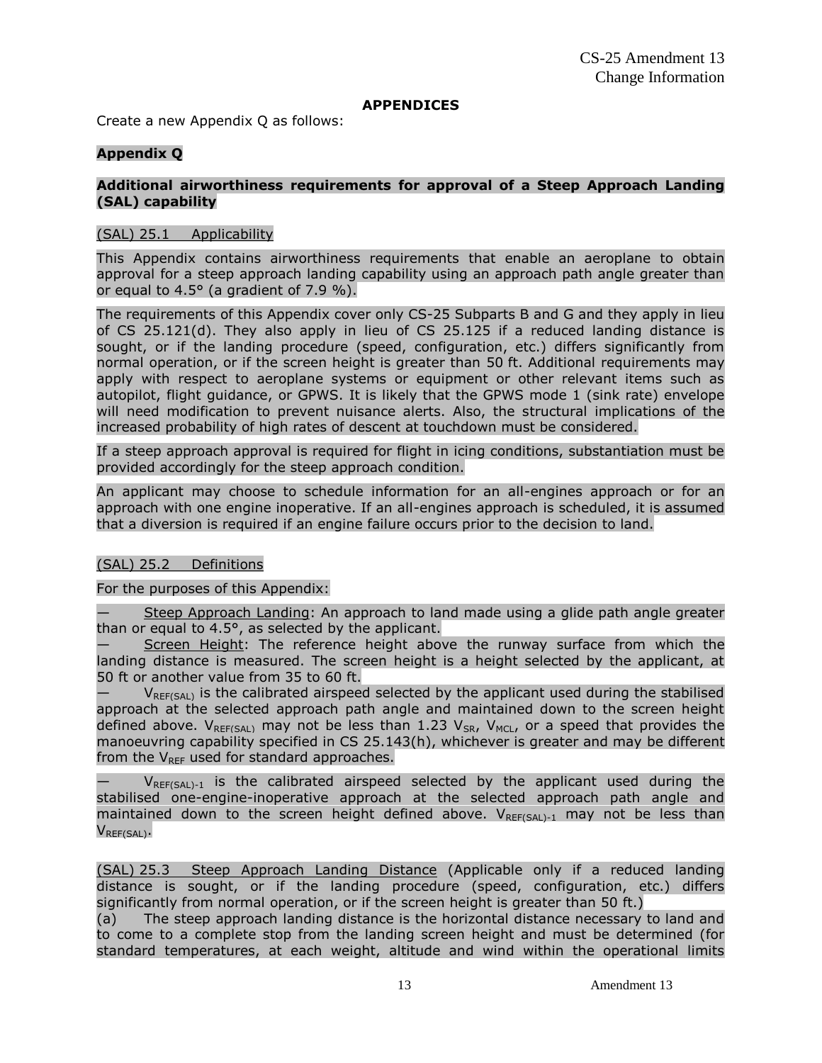**APPENDICES**

Create a new Appendix Q as follows:

**Appendix Q**

**Additional airworthiness requirements for approval of a Steep Approach Landing (SAL) capability**

(SAL) 25.1 Applicability

This Appendix contains airworthiness requirements that enable an aeroplane to obtain approval for a steep approach landing capability using an approach path angle greater than or equal to 4.5° (a gradient of 7.9 %).

The requirements of this Appendix cover only CS-25 Subparts B and G and they apply in lieu of CS 25.121(d). They also apply in lieu of CS 25.125 if a reduced landing distance is sought, or if the landing procedure (speed, configuration, etc.) differs significantly from normal operation, or if the screen height is greater than 50 ft. Additional requirements may apply with respect to aeroplane systems or equipment or other relevant items such as autopilot, flight guidance, or GPWS. It is likely that the GPWS mode 1 (sink rate) envelope will need modification to prevent nuisance alerts. Also, the structural implications of the increased probability of high rates of descent at touchdown must be considered.

If a steep approach approval is required for flight in icing conditions, substantiation must be provided accordingly for the steep approach condition.

An applicant may choose to schedule information for an all-engines approach or for an approach with one engine inoperative. If an all-engines approach is scheduled, it is assumed that a diversion is required if an engine failure occurs prior to the decision to land.

(SAL) 25.2 Definitions

For the purposes of this Appendix:

— Steep Approach Landing: An approach to land made using a glide path angle greater than or equal to 4.5°, as selected by the applicant.

— Screen Height: The reference height above the runway surface from which the landing distance is measured. The screen height is a height selected by the applicant, at 50 ft or another value from 35 to 60 ft.

— $V_{REF(SAL)}$ is the calibrated airspeed selected by the applicant used during the stabilised approach at the selected approach path angle and maintained down to the screen height defined above. $V_{REF(SAL)}$ may not be less than 1.23 $V_{SR}$, $V_{MCL}$, or a speed that provides the manoeuvring capability specified in CS 25.143(h), whichever is greater and may be different from the $V_{REF}$ used for standard approaches.

— $V_{REF(SAL)-1}$ is the calibrated airspeed selected by the applicant used during the stabilised one-engine-inoperative approach at the selected approach path angle and maintained down to the screen height defined above. $V_{REF(SAL)-1}$ may not be less than $V_{REF(SAL)}$.

(SAL) 25.3 Steep Approach Landing Distance (Applicable only if a reduced landing distance is sought, or if the landing procedure (speed, configuration, etc.) differs significantly from normal operation, or if the screen height is greater than 50 ft.)

(a) The steep approach landing distance is the horizontal distance necessary to land and to come to a complete stop from the landing screen height and must be determined (for standard temperatures, at each weight, altitude and wind within the operational limits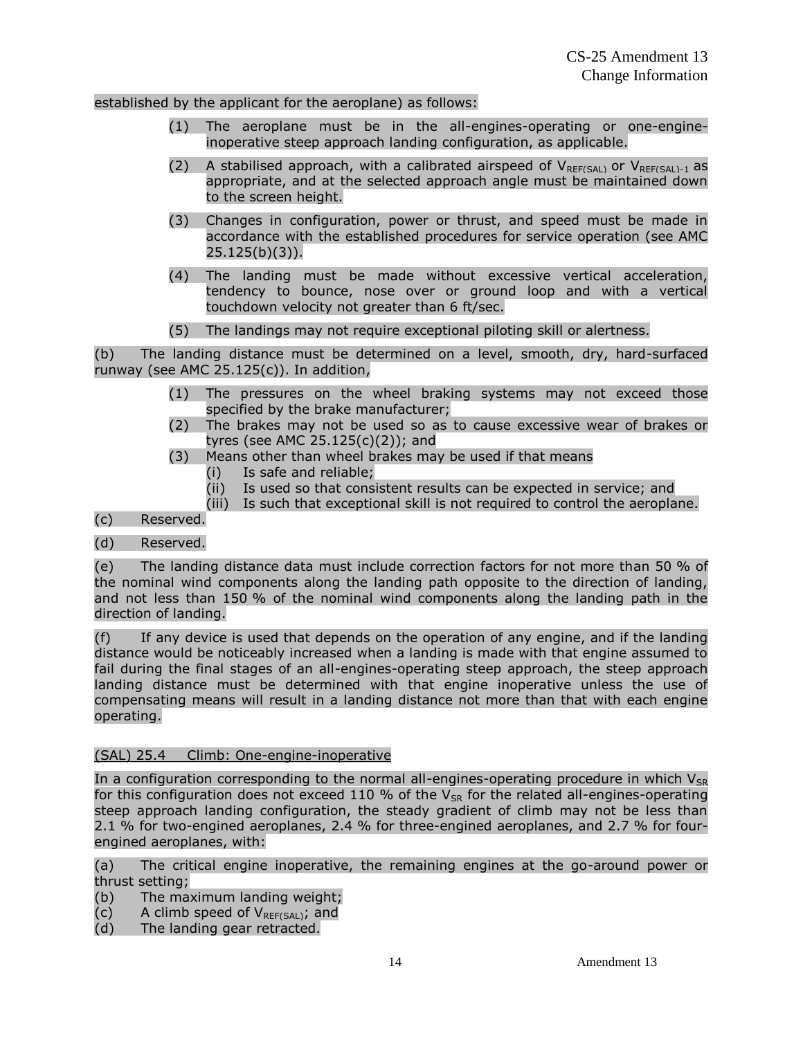established by the applicant for the aeroplane) as follows:

(1) The aeroplane must be in the all-engines-operating or one-engine-inoperative steep approach landing configuration, as applicable.

(2) A stabilised approach, with a calibrated airspeed of $V_{REF(SAL)}$ or $V_{REF(SAL)-1}$ as appropriate, and at the selected approach angle must be maintained down to the screen height.

(3) Changes in configuration, power or thrust, and speed must be made in accordance with the established procedures for service operation (see AMC 25.125(b)(3)).

(4) The landing must be made without excessive vertical acceleration, tendency to bounce, nose over or ground loop and with a vertical touchdown velocity not greater than 6 ft/sec.

(5) The landings may not require exceptional piloting skill or alertness.

(b) The landing distance must be determined on a level, smooth, dry, hard-surfaced runway (see AMC 25.125(c)). In addition,

(1) The pressures on the wheel braking systems may not exceed those specified by the brake manufacturer;
(2) The brakes may not be used so as to cause excessive wear of brakes or tyres (see AMC 25.125(c)(2)); and
(3) Means other than wheel brakes may be used if that means
   (i) Is safe and reliable;
   (ii) Is used so that consistent results can be expected in service; and
   (iii) Is such that exceptional skill is not required to control the aeroplane.

(c) Reserved.

(d) Reserved.

(e) The landing distance data must include correction factors for not more than 50 % of the nominal wind components along the landing path opposite to the direction of landing, and not less than 150 % of the nominal wind components along the landing path in the direction of landing.

(f) If any device is used that depends on the operation of any engine, and if the landing distance would be noticeably increased when a landing is made with that engine assumed to fail during the final stages of an all-engines-operating steep approach, the steep approach landing distance must be determined with that engine inoperative unless the use of compensating means will result in a landing distance not more than that with each engine operating.

(SAL) 25.4 Climb: One-engine-inoperative

In a configuration corresponding to the normal all-engines-operating procedure in which $V_{SR}$ for this configuration does not exceed 110 % of the $V_{SR}$ for the related all-engines-operating steep approach landing configuration, the steady gradient of climb may not be less than 2.1 % for two-engined aeroplanes, 2.4 % for three-engined aeroplanes, and 2.7 % for four-engined aeroplanes, with:

(a) The critical engine inoperative, the remaining engines at the go-around power or thrust setting;
(b) The maximum landing weight;
(c) A climb speed of $V_{REF(SAL)}$; and
(d) The landing gear retracted.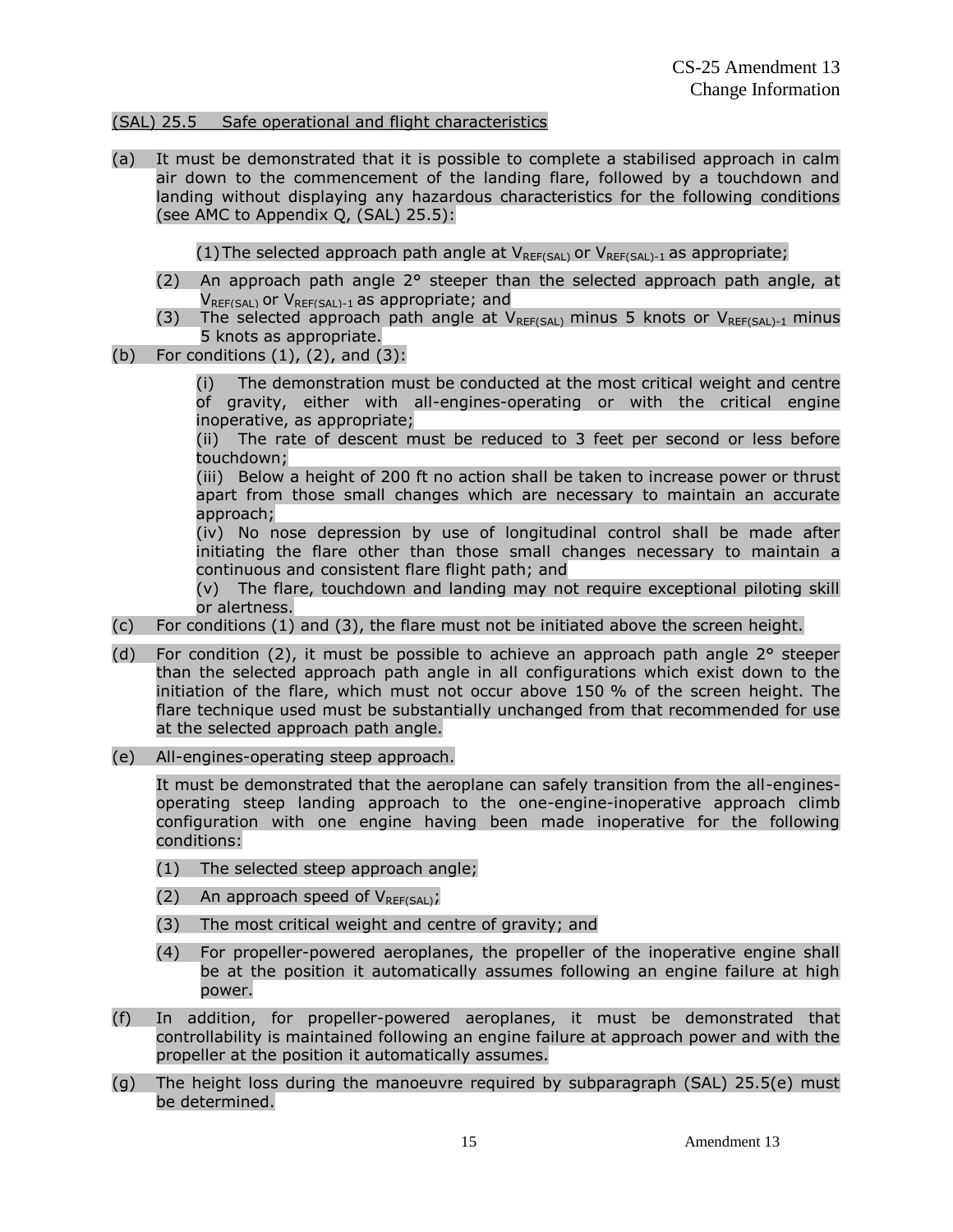<u>(SAL) 25.5 Safe operational and flight characteristics</u>

(a) It must be demonstrated that it is possible to complete a stabilised approach in calm air down to the commencement of the landing flare, followed by a touchdown and landing without displaying any hazardous characteristics for the following conditions (see AMC to Appendix Q, (SAL) 25.5):

(1) The selected approach path angle at $V_{REF(SAL)}$ or $V_{REF(SAL)-1}$ as appropriate;

(2) An approach path angle 2° steeper than the selected approach path angle, at $V_{REF(SAL)}$ or $V_{REF(SAL)-1}$ as appropriate; and

(3) The selected approach path angle at $V_{REF(SAL)}$ minus 5 knots or $V_{REF(SAL)-1}$ minus 5 knots as appropriate.

(b) For conditions (1), (2), and (3):

(i) The demonstration must be conducted at the most critical weight and centre of gravity, either with all-engines-operating or with the critical engine inoperative, as appropriate;

(ii) The rate of descent must be reduced to 3 feet per second or less before touchdown;

(iii) Below a height of 200 ft no action shall be taken to increase power or thrust apart from those small changes which are necessary to maintain an accurate approach;

(iv) No nose depression by use of longitudinal control shall be made after initiating the flare other than those small changes necessary to maintain a continuous and consistent flare flight path; and

(v) The flare, touchdown and landing may not require exceptional piloting skill or alertness.

(c) For conditions (1) and (3), the flare must not be initiated above the screen height.

(d) For condition (2), it must be possible to achieve an approach path angle 2° steeper than the selected approach path angle in all configurations which exist down to the initiation of the flare, which must not occur above 150 % of the screen height. The flare technique used must be substantially unchanged from that recommended for use at the selected approach path angle.

(e) All-engines-operating steep approach.

It must be demonstrated that the aeroplane can safely transition from the all-engines-operating steep landing approach to the one-engine-inoperative approach climb configuration with one engine having been made inoperative for the following conditions:

(1) The selected steep approach angle;

(2) An approach speed of $V_{REF(SAL)}$;

(3) The most critical weight and centre of gravity; and

(4) For propeller-powered aeroplanes, the propeller of the inoperative engine shall be at the position it automatically assumes following an engine failure at high power.

(f) In addition, for propeller-powered aeroplanes, it must be demonstrated that controllability is maintained following an engine failure at approach power and with the propeller at the position it automatically assumes.

(g) The height loss during the manoeuvre required by subparagraph (SAL) 25.5(e) must be determined.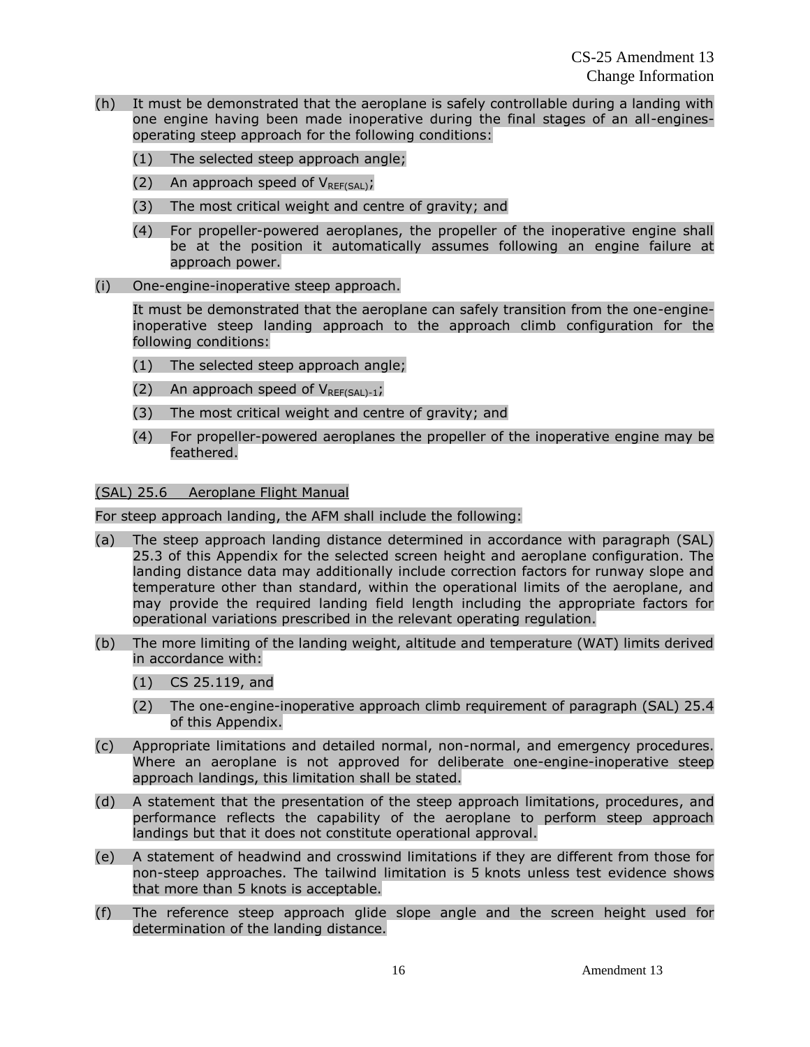(h) It must be demonstrated that the aeroplane is safely controllable during a landing with one engine having been made inoperative during the final stages of an all-engines-operating steep approach for the following conditions:

  (1) The selected steep approach angle;

  (2) An approach speed of $V_{REF(SAL)}$;

  (3) The most critical weight and centre of gravity; and

  (4) For propeller-powered aeroplanes, the propeller of the inoperative engine shall be at the position it automatically assumes following an engine failure at approach power.

(i) One-engine-inoperative steep approach.

  It must be demonstrated that the aeroplane can safely transition from the one-engine-inoperative steep landing approach to the approach climb configuration for the following conditions:

  (1) The selected steep approach angle;

  (2) An approach speed of $V_{REF(SAL)-1}$;

  (3) The most critical weight and centre of gravity; and

  (4) For propeller-powered aeroplanes the propeller of the inoperative engine may be feathered.

(SAL) 25.6 Aeroplane Flight Manual

For steep approach landing, the AFM shall include the following:

(a) The steep approach landing distance determined in accordance with paragraph (SAL) 25.3 of this Appendix for the selected screen height and aeroplane configuration. The landing distance data may additionally include correction factors for runway slope and temperature other than standard, within the operational limits of the aeroplane, and may provide the required landing field length including the appropriate factors for operational variations prescribed in the relevant operating regulation.

(b) The more limiting of the landing weight, altitude and temperature (WAT) limits derived in accordance with:

  (1) CS 25.119, and

  (2) The one-engine-inoperative approach climb requirement of paragraph (SAL) 25.4 of this Appendix.

(c) Appropriate limitations and detailed normal, non-normal, and emergency procedures. Where an aeroplane is not approved for deliberate one-engine-inoperative steep approach landings, this limitation shall be stated.

(d) A statement that the presentation of the steep approach limitations, procedures, and performance reflects the capability of the aeroplane to perform steep approach landings but that it does not constitute operational approval.

(e) A statement of headwind and crosswind limitations if they are different from those for non-steep approaches. The tailwind limitation is 5 knots unless test evidence shows that more than 5 knots is acceptable.

(f) The reference steep approach glide slope angle and the screen height used for determination of the landing distance.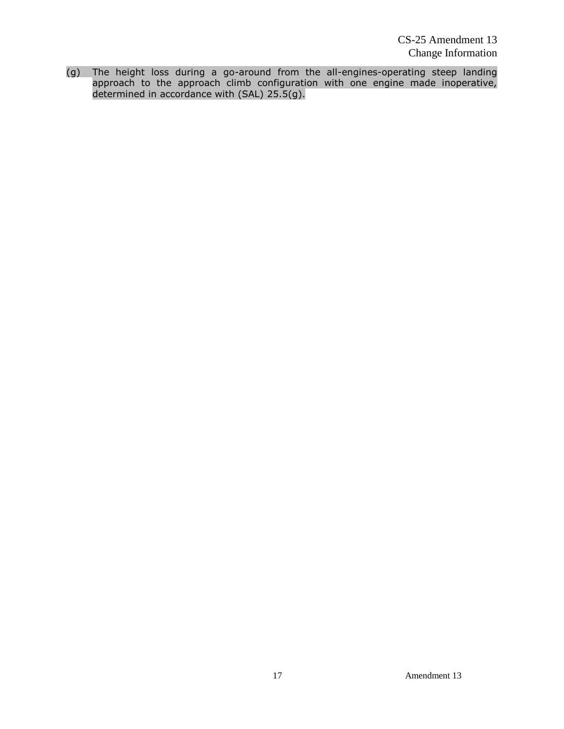(g) The height loss during a go-around from the all-engines-operating steep landing approach to the approach climb configuration with one engine made inoperative, determined in accordance with (SAL) 25.5(g).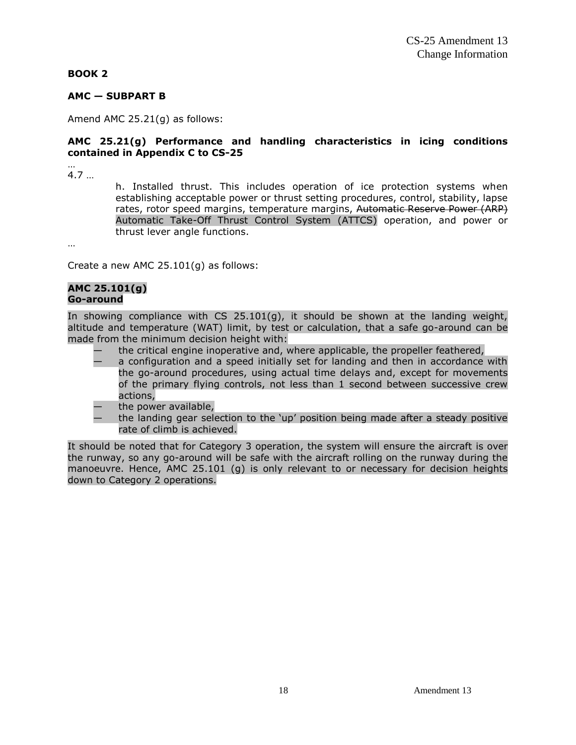**BOOK 2**

**AMC — SUBPART B**

Amend AMC 25.21(g) as follows:

**AMC 25.21(g) Performance and handling characteristics in icing conditions contained in Appendix C to CS-25**

…

4.7 …

h. Installed thrust. This includes operation of ice protection systems when establishing acceptable power or thrust setting procedures, control, stability, lapse rates, rotor speed margins, temperature margins, ~~Automatic Reserve Power (ARP)~~ Automatic Take-Off Thrust Control System (ATTCS) operation, and power or thrust lever angle functions.

…

Create a new AMC 25.101(g) as follows:

**AMC 25.101(g)**
**Go-around**

In showing compliance with CS 25.101(g), it should be shown at the landing weight, altitude and temperature (WAT) limit, by test or calculation, that a safe go-around can be made from the minimum decision height with:

- the critical engine inoperative and, where applicable, the propeller feathered,
- a configuration and a speed initially set for landing and then in accordance with the go-around procedures, using actual time delays and, except for movements of the primary flying controls, not less than 1 second between successive crew actions,
- the power available,
- the landing gear selection to the 'up' position being made after a steady positive rate of climb is achieved.

It should be noted that for Category 3 operation, the system will ensure the aircraft is over the runway, so any go-around will be safe with the aircraft rolling on the runway during the manoeuvre. Hence, AMC 25.101 (g) is only relevant to or necessary for decision heights down to Category 2 operations.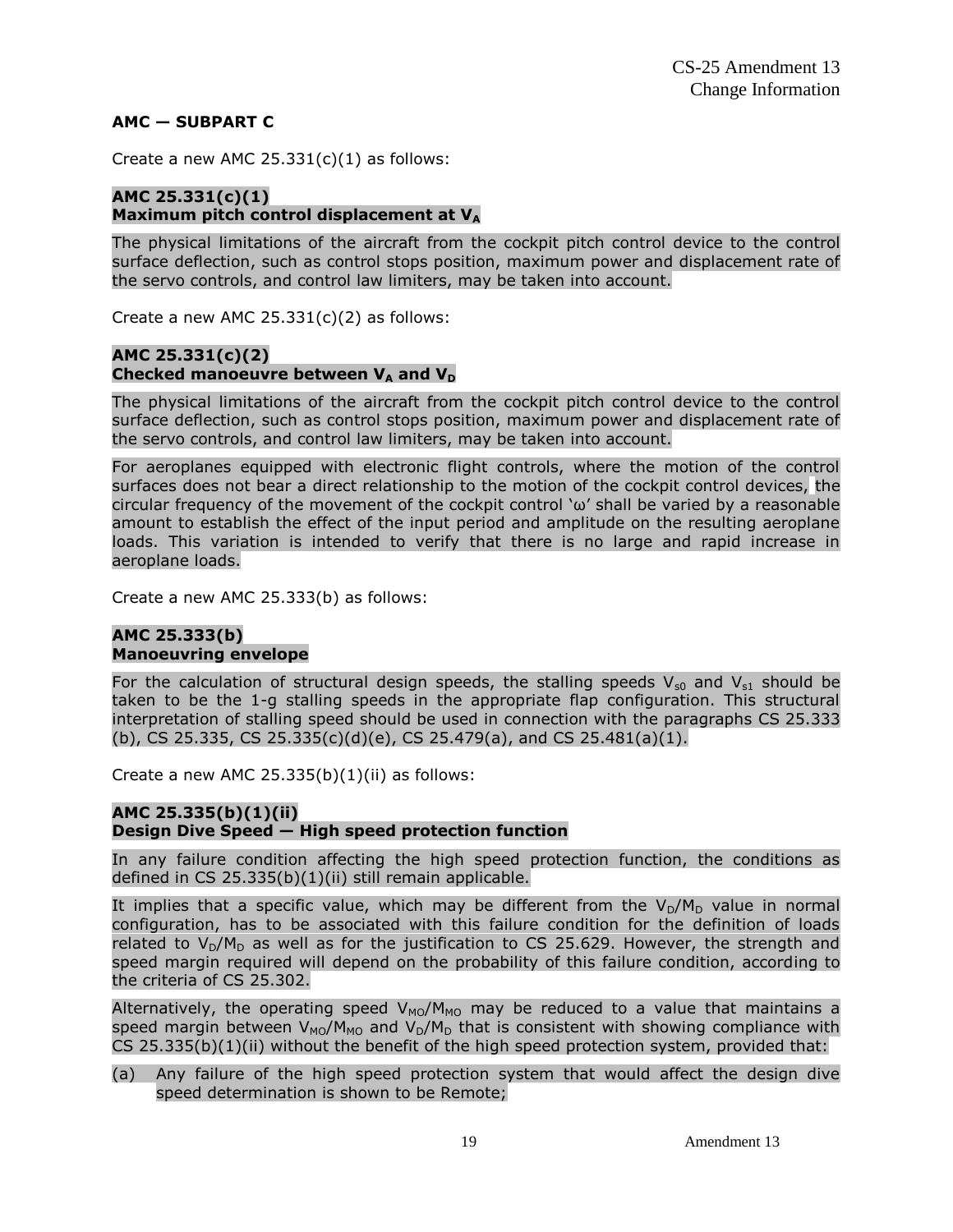## AMC — SUBPART C

Create a new AMC 25.331(c)(1) as follows:

### AMC 25.331(c)(1)
### Maximum pitch control displacement at $V_A$

The physical limitations of the aircraft from the cockpit pitch control device to the control surface deflection, such as control stops position, maximum power and displacement rate of the servo controls, and control law limiters, may be taken into account.

Create a new AMC 25.331(c)(2) as follows:

### AMC 25.331(c)(2)
### Checked manoeuvre between $V_A$ and $V_D$

The physical limitations of the aircraft from the cockpit pitch control device to the control surface deflection, such as control stops position, maximum power and displacement rate of the servo controls, and control law limiters, may be taken into account.

For aeroplanes equipped with electronic flight controls, where the motion of the control surfaces does not bear a direct relationship to the motion of the cockpit control devices, the circular frequency of the movement of the cockpit control 'ω' shall be varied by a reasonable amount to establish the effect of the input period and amplitude on the resulting aeroplane loads. This variation is intended to verify that there is no large and rapid increase in aeroplane loads.

Create a new AMC 25.333(b) as follows:

### AMC 25.333(b)
### Manoeuvring envelope

For the calculation of structural design speeds, the stalling speeds $V_{s0}$ and $V_{s1}$ should be taken to be the 1-g stalling speeds in the appropriate flap configuration. This structural interpretation of stalling speed should be used in connection with the paragraphs CS 25.333 (b), CS 25.335, CS 25.335(c)(d)(e), CS 25.479(a), and CS 25.481(a)(1).

Create a new AMC 25.335(b)(1)(ii) as follows:

### AMC 25.335(b)(1)(ii)
### Design Dive Speed — High speed protection function

In any failure condition affecting the high speed protection function, the conditions as defined in CS 25.335(b)(1)(ii) still remain applicable.

It implies that a specific value, which may be different from the $V_D/M_D$ value in normal configuration, has to be associated with this failure condition for the definition of loads related to $V_D/M_D$ as well as for the justification to CS 25.629. However, the strength and speed margin required will depend on the probability of this failure condition, according to the criteria of CS 25.302.

Alternatively, the operating speed $V_{MO}/M_{MO}$ may be reduced to a value that maintains a speed margin between $V_{MO}/M_{MO}$ and $V_D/M_D$ that is consistent with showing compliance with CS 25.335(b)(1)(ii) without the benefit of the high speed protection system, provided that:

(a) Any failure of the high speed protection system that would affect the design dive speed determination is shown to be Remote;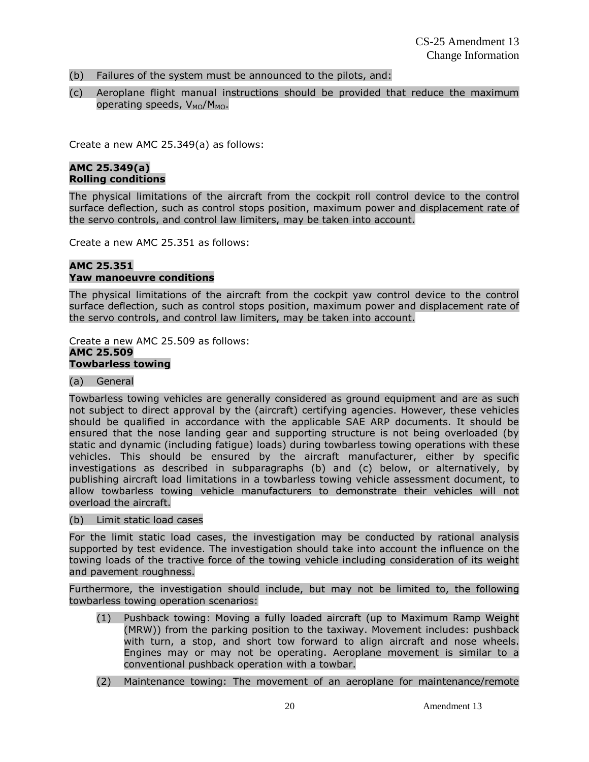(b) Failures of the system must be announced to the pilots, and:

(c) Aeroplane flight manual instructions should be provided that reduce the maximum operating speeds, $V_{MO}/M_{MO}$.

Create a new AMC 25.349(a) as follows:

**AMC 25.349(a)**
**Rolling conditions**

The physical limitations of the aircraft from the cockpit roll control device to the control surface deflection, such as control stops position, maximum power and displacement rate of the servo controls, and control law limiters, may be taken into account.

Create a new AMC 25.351 as follows:

**AMC 25.351**
**Yaw manoeuvre conditions**

The physical limitations of the aircraft from the cockpit yaw control device to the control surface deflection, such as control stops position, maximum power and displacement rate of the servo controls, and control law limiters, may be taken into account.

Create a new AMC 25.509 as follows:

**AMC 25.509**
**Towbarless towing**

(a) General

Towbarless towing vehicles are generally considered as ground equipment and are as such not subject to direct approval by the (aircraft) certifying agencies. However, these vehicles should be qualified in accordance with the applicable SAE ARP documents. It should be ensured that the nose landing gear and supporting structure is not being overloaded (by static and dynamic (including fatigue) loads) during towbarless towing operations with these vehicles. This should be ensured by the aircraft manufacturer, either by specific investigations as described in subparagraphs (b) and (c) below, or alternatively, by publishing aircraft load limitations in a towbarless towing vehicle assessment document, to allow towbarless towing vehicle manufacturers to demonstrate their vehicles will not overload the aircraft.

(b) Limit static load cases

For the limit static load cases, the investigation may be conducted by rational analysis supported by test evidence. The investigation should take into account the influence on the towing loads of the tractive force of the towing vehicle including consideration of its weight and pavement roughness.

Furthermore, the investigation should include, but may not be limited to, the following towbarless towing operation scenarios:

(1) Pushback towing: Moving a fully loaded aircraft (up to Maximum Ramp Weight (MRW)) from the parking position to the taxiway. Movement includes: pushback with turn, a stop, and short tow forward to align aircraft and nose wheels. Engines may or may not be operating. Aeroplane movement is similar to a conventional pushback operation with a towbar.

(2) Maintenance towing: The movement of an aeroplane for maintenance/remote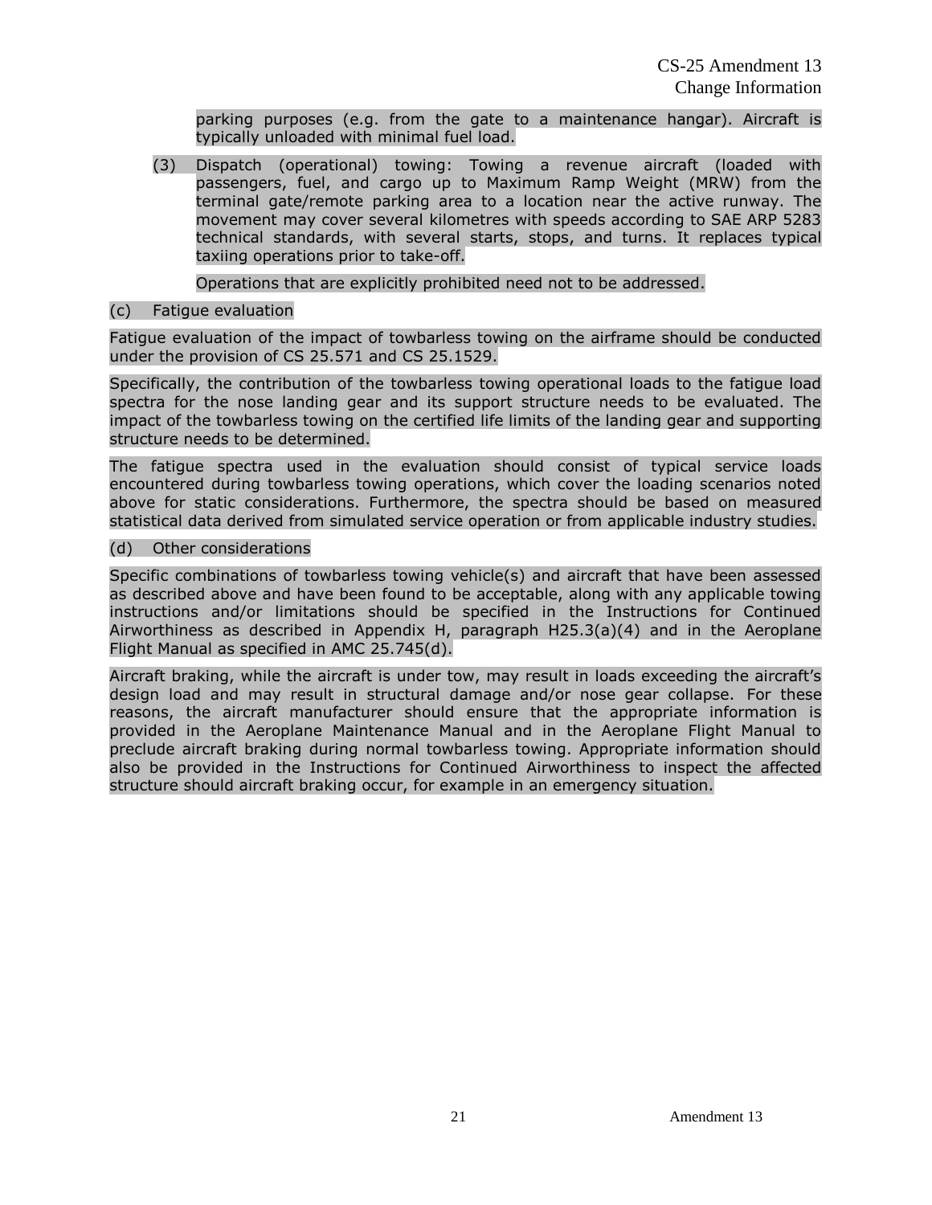parking purposes (e.g. from the gate to a maintenance hangar). Aircraft is typically unloaded with minimal fuel load.

(3) Dispatch (operational) towing: Towing a revenue aircraft (loaded with passengers, fuel, and cargo up to Maximum Ramp Weight (MRW) from the terminal gate/remote parking area to a location near the active runway. The movement may cover several kilometres with speeds according to SAE ARP 5283 technical standards, with several starts, stops, and turns. It replaces typical taxiing operations prior to take-off.

Operations that are explicitly prohibited need not to be addressed.

(c) Fatigue evaluation

Fatigue evaluation of the impact of towbarless towing on the airframe should be conducted under the provision of CS 25.571 and CS 25.1529.

Specifically, the contribution of the towbarless towing operational loads to the fatigue load spectra for the nose landing gear and its support structure needs to be evaluated. The impact of the towbarless towing on the certified life limits of the landing gear and supporting structure needs to be determined.

The fatigue spectra used in the evaluation should consist of typical service loads encountered during towbarless towing operations, which cover the loading scenarios noted above for static considerations. Furthermore, the spectra should be based on measured statistical data derived from simulated service operation or from applicable industry studies.

(d) Other considerations

Specific combinations of towbarless towing vehicle(s) and aircraft that have been assessed as described above and have been found to be acceptable, along with any applicable towing instructions and/or limitations should be specified in the Instructions for Continued Airworthiness as described in Appendix H, paragraph H25.3(a)(4) and in the Aeroplane Flight Manual as specified in AMC 25.745(d).

Aircraft braking, while the aircraft is under tow, may result in loads exceeding the aircraft's design load and may result in structural damage and/or nose gear collapse. For these reasons, the aircraft manufacturer should ensure that the appropriate information is provided in the Aeroplane Maintenance Manual and in the Aeroplane Flight Manual to preclude aircraft braking during normal towbarless towing. Appropriate information should also be provided in the Instructions for Continued Airworthiness to inspect the affected structure should aircraft braking occur, for example in an emergency situation.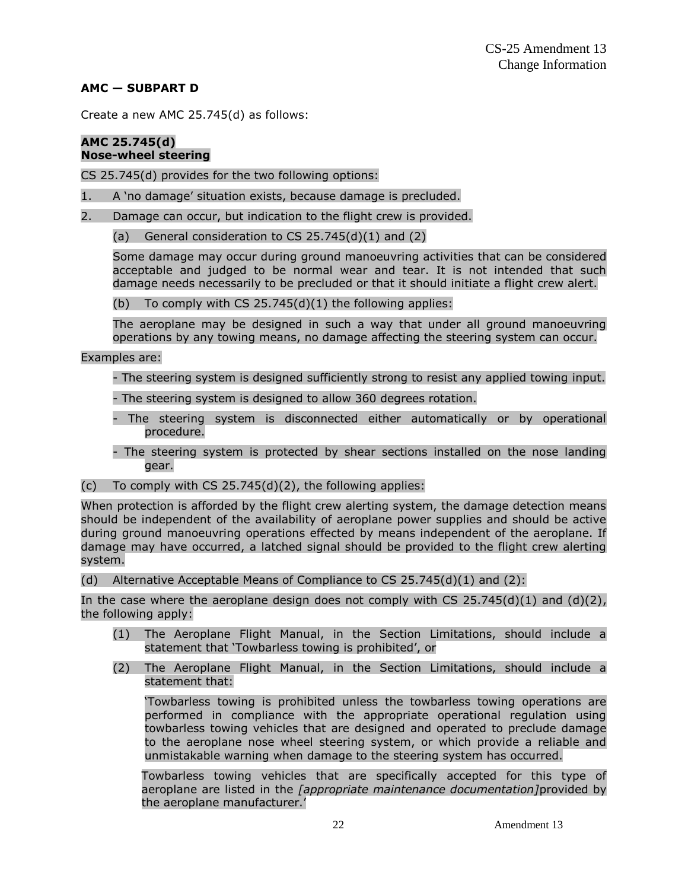**AMC — SUBPART D**

Create a new AMC 25.745(d) as follows:

**AMC 25.745(d)**
**Nose-wheel steering**

CS 25.745(d) provides for the two following options:

1. A 'no damage' situation exists, because damage is precluded.
2. Damage can occur, but indication to the flight crew is provided.

(a) General consideration to CS 25.745(d)(1) and (2)

Some damage may occur during ground manoeuvring activities that can be considered acceptable and judged to be normal wear and tear. It is not intended that such damage needs necessarily to be precluded or that it should initiate a flight crew alert.

(b) To comply with CS 25.745(d)(1) the following applies:

The aeroplane may be designed in such a way that under all ground manoeuvring operations by any towing means, no damage affecting the steering system can occur.

Examples are:

- The steering system is designed sufficiently strong to resist any applied towing input.
- The steering system is designed to allow 360 degrees rotation.
- The steering system is disconnected either automatically or by operational procedure.
- The steering system is protected by shear sections installed on the nose landing gear.

(c) To comply with CS 25.745(d)(2), the following applies:

When protection is afforded by the flight crew alerting system, the damage detection means should be independent of the availability of aeroplane power supplies and should be active during ground manoeuvring operations effected by means independent of the aeroplane. If damage may have occurred, a latched signal should be provided to the flight crew alerting system.

(d) Alternative Acceptable Means of Compliance to CS 25.745(d)(1) and (2):

In the case where the aeroplane design does not comply with CS 25.745(d)(1) and (d)(2), the following apply:

(1) The Aeroplane Flight Manual, in the Section Limitations, should include a statement that 'Towbarless towing is prohibited', or

(2) The Aeroplane Flight Manual, in the Section Limitations, should include a statement that:

'Towbarless towing is prohibited unless the towbarless towing operations are performed in compliance with the appropriate operational regulation using towbarless towing vehicles that are designed and operated to preclude damage to the aeroplane nose wheel steering system, or which provide a reliable and unmistakable warning when damage to the steering system has occurred.

Towbarless towing vehicles that are specifically accepted for this type of aeroplane are listed in the *[appropriate maintenance documentation]*provided by the aeroplane manufacturer.'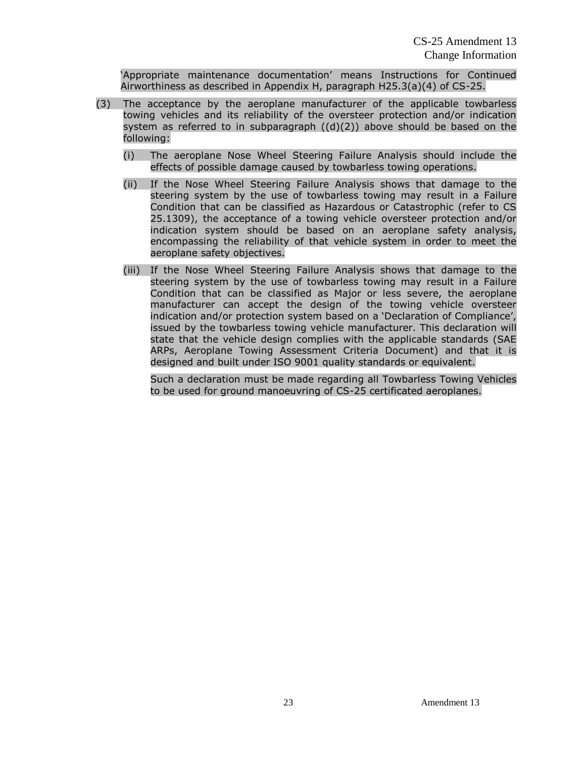'Appropriate maintenance documentation' means Instructions for Continued Airworthiness as described in Appendix H, paragraph H25.3(a)(4) of CS-25.

(3) The acceptance by the aeroplane manufacturer of the applicable towbarless towing vehicles and its reliability of the oversteer protection and/or indication system as referred to in subparagraph ((d)(2)) above should be based on the following:

(i) The aeroplane Nose Wheel Steering Failure Analysis should include the effects of possible damage caused by towbarless towing operations.

(ii) If the Nose Wheel Steering Failure Analysis shows that damage to the steering system by the use of towbarless towing may result in a Failure Condition that can be classified as Hazardous or Catastrophic (refer to CS 25.1309), the acceptance of a towing vehicle oversteer protection and/or indication system should be based on an aeroplane safety analysis, encompassing the reliability of that vehicle system in order to meet the aeroplane safety objectives.

(iii) If the Nose Wheel Steering Failure Analysis shows that damage to the steering system by the use of towbarless towing may result in a Failure Condition that can be classified as Major or less severe, the aeroplane manufacturer can accept the design of the towing vehicle oversteer indication and/or protection system based on a 'Declaration of Compliance', issued by the towbarless towing vehicle manufacturer. This declaration will state that the vehicle design complies with the applicable standards (SAE ARPs, Aeroplane Towing Assessment Criteria Document) and that it is designed and built under ISO 9001 quality standards or equivalent.

Such a declaration must be made regarding all Towbarless Towing Vehicles to be used for ground manoeuvring of CS-25 certificated aeroplanes.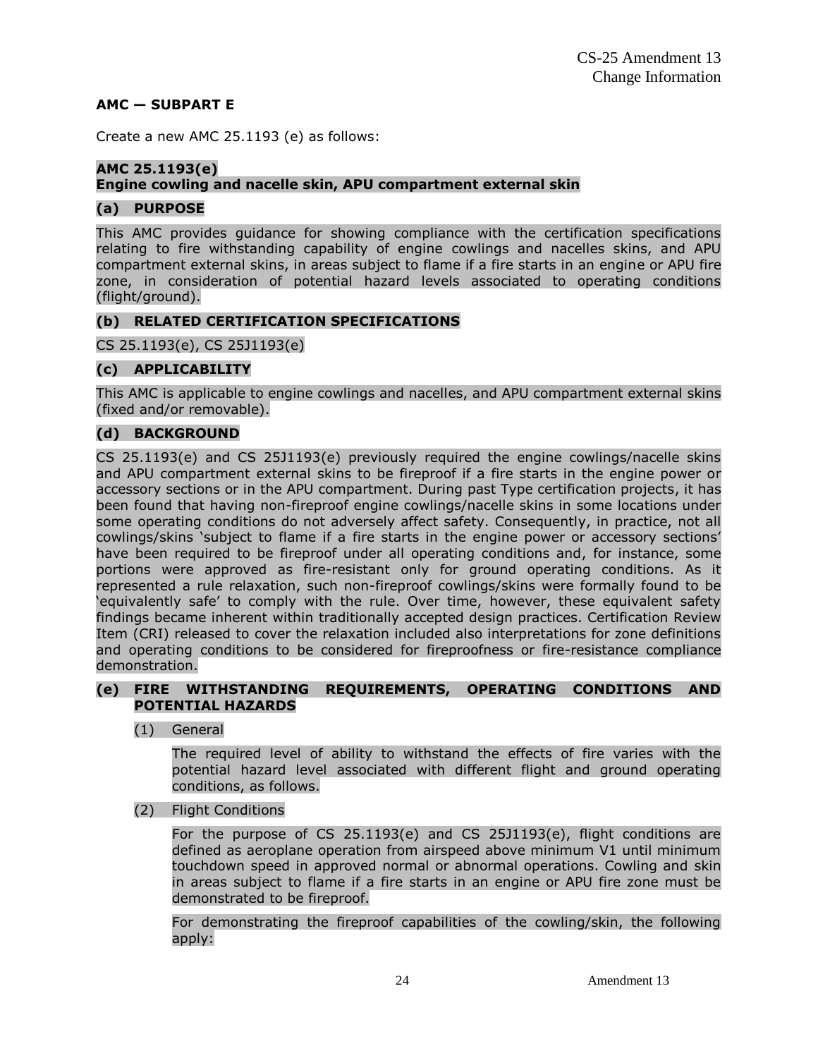## AMC — SUBPART E

Create a new AMC 25.1193 (e) as follows:

### AMC 25.1193(e)
### Engine cowling and nacelle skin, APU compartment external skin

#### (a) PURPOSE

This AMC provides guidance for showing compliance with the certification specifications relating to fire withstanding capability of engine cowlings and nacelles skins, and APU compartment external skins, in areas subject to flame if a fire starts in an engine or APU fire zone, in consideration of potential hazard levels associated to operating conditions (flight/ground).

#### (b) RELATED CERTIFICATION SPECIFICATIONS

CS 25.1193(e), CS 25J1193(e)

#### (c) APPLICABILITY

This AMC is applicable to engine cowlings and nacelles, and APU compartment external skins (fixed and/or removable).

#### (d) BACKGROUND

CS 25.1193(e) and CS 25J1193(e) previously required the engine cowlings/nacelle skins and APU compartment external skins to be fireproof if a fire starts in the engine power or accessory sections or in the APU compartment. During past Type certification projects, it has been found that having non-fireproof engine cowlings/nacelle skins in some locations under some operating conditions do not adversely affect safety. Consequently, in practice, not all cowlings/skins 'subject to flame if a fire starts in the engine power or accessory sections' have been required to be fireproof under all operating conditions and, for instance, some portions were approved as fire-resistant only for ground operating conditions. As it represented a rule relaxation, such non-fireproof cowlings/skins were formally found to be 'equivalently safe' to comply with the rule. Over time, however, these equivalent safety findings became inherent within traditionally accepted design practices. Certification Review Item (CRI) released to cover the relaxation included also interpretations for zone definitions and operating conditions to be considered for fireproofness or fire-resistance compliance demonstration.

#### (e) FIRE WITHSTANDING REQUIREMENTS, OPERATING CONDITIONS AND POTENTIAL HAZARDS

(1) General

The required level of ability to withstand the effects of fire varies with the potential hazard level associated with different flight and ground operating conditions, as follows.

(2) Flight Conditions

For the purpose of CS 25.1193(e) and CS 25J1193(e), flight conditions are defined as aeroplane operation from airspeed above minimum V1 until minimum touchdown speed in approved normal or abnormal operations. Cowling and skin in areas subject to flame if a fire starts in an engine or APU fire zone must be demonstrated to be fireproof.

For demonstrating the fireproof capabilities of the cowling/skin, the following apply: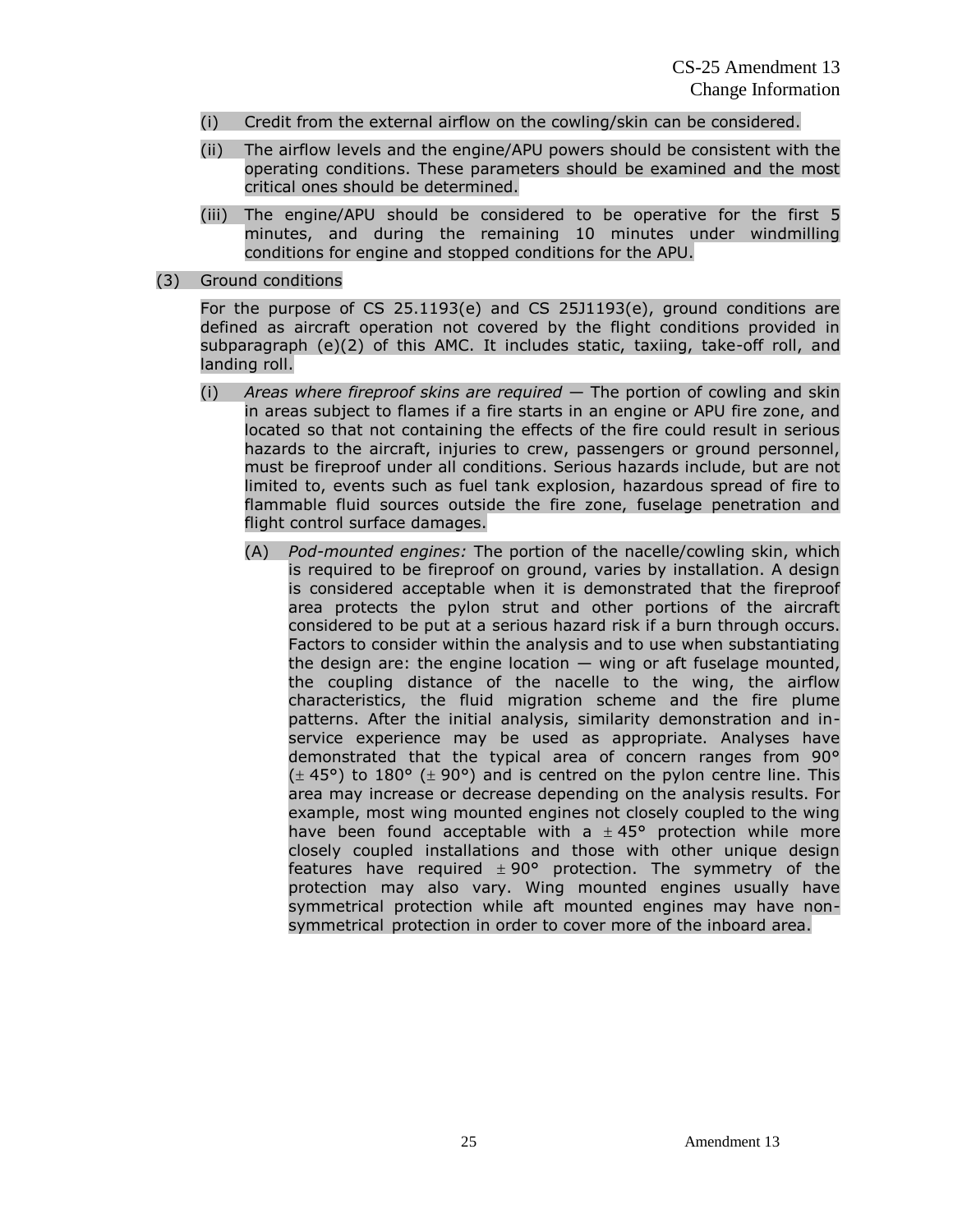(i) Credit from the external airflow on the cowling/skin can be considered.

(ii) The airflow levels and the engine/APU powers should be consistent with the operating conditions. These parameters should be examined and the most critical ones should be determined.

(iii) The engine/APU should be considered to be operative for the first 5 minutes, and during the remaining 10 minutes under windmilling conditions for engine and stopped conditions for the APU.

(3) Ground conditions

For the purpose of CS 25.1193(e) and CS 25J1193(e), ground conditions are defined as aircraft operation not covered by the flight conditions provided in subparagraph (e)(2) of this AMC. It includes static, taxiing, take-off roll, and landing roll.

(i) *Areas where fireproof skins are required* — The portion of cowling and skin in areas subject to flames if a fire starts in an engine or APU fire zone, and located so that not containing the effects of the fire could result in serious hazards to the aircraft, injuries to crew, passengers or ground personnel, must be fireproof under all conditions. Serious hazards include, but are not limited to, events such as fuel tank explosion, hazardous spread of fire to flammable fluid sources outside the fire zone, fuselage penetration and flight control surface damages.

(A) *Pod-mounted engines:* The portion of the nacelle/cowling skin, which is required to be fireproof on ground, varies by installation. A design is considered acceptable when it is demonstrated that the fireproof area protects the pylon strut and other portions of the aircraft considered to be put at a serious hazard risk if a burn through occurs. Factors to consider within the analysis and to use when substantiating the design are: the engine location — wing or aft fuselage mounted, the coupling distance of the nacelle to the wing, the airflow characteristics, the fluid migration scheme and the fire plume patterns. After the initial analysis, similarity demonstration and in-service experience may be used as appropriate. Analyses have demonstrated that the typical area of concern ranges from 90° (± 45°) to 180° (± 90°) and is centred on the pylon centre line. This area may increase or decrease depending on the analysis results. For example, most wing mounted engines not closely coupled to the wing have been found acceptable with a ± 45° protection while more closely coupled installations and those with other unique design features have required ± 90° protection. The symmetry of the protection may also vary. Wing mounted engines usually have symmetrical protection while aft mounted engines may have non-symmetrical protection in order to cover more of the inboard area.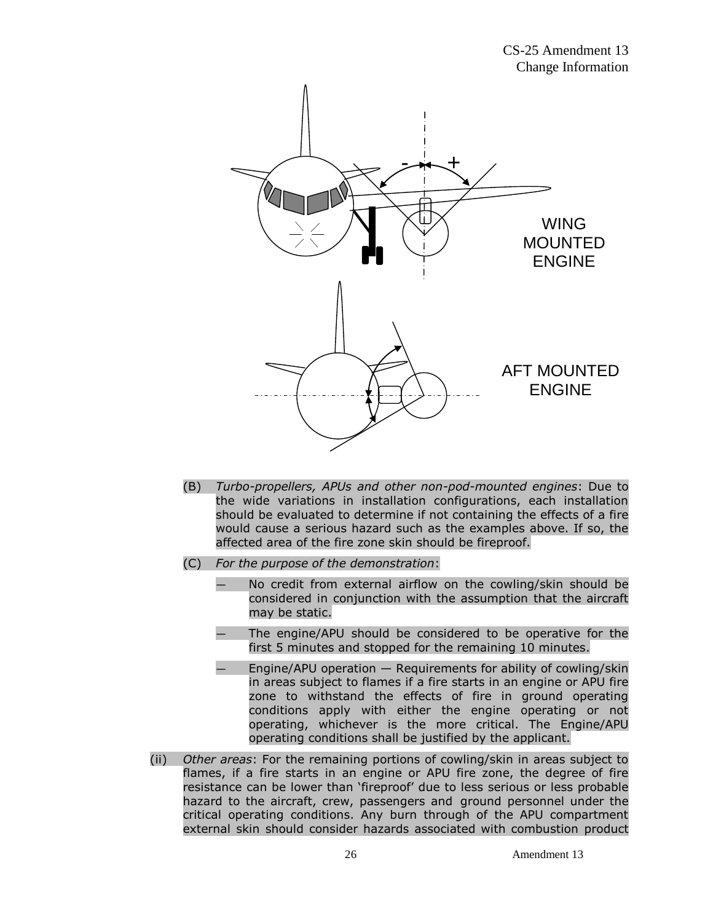WING MOUNTED ENGINE

AFT MOUNTED ENGINE

(B) *Turbo-propellers, APUs and other non-pod-mounted engines*: Due to the wide variations in installation configurations, each installation should be evaluated to determine if not containing the effects of a fire would cause a serious hazard such as the examples above. If so, the affected area of the fire zone skin should be fireproof.

(C) *For the purpose of the demonstration*:

— No credit from external airflow on the cowling/skin should be considered in conjunction with the assumption that the aircraft may be static.

— The engine/APU should be considered to be operative for the first 5 minutes and stopped for the remaining 10 minutes.

— Engine/APU operation — Requirements for ability of cowling/skin in areas subject to flames if a fire starts in an engine or APU fire zone to withstand the effects of fire in ground operating conditions apply with either the engine operating or not operating, whichever is the more critical. The Engine/APU operating conditions shall be justified by the applicant.

(ii) *Other areas*: For the remaining portions of cowling/skin in areas subject to flames, if a fire starts in an engine or APU fire zone, the degree of fire resistance can be lower than 'fireproof' due to less serious or less probable hazard to the aircraft, crew, passengers and ground personnel under the critical operating conditions. Any burn through of the APU compartment external skin should consider hazards associated with combustion product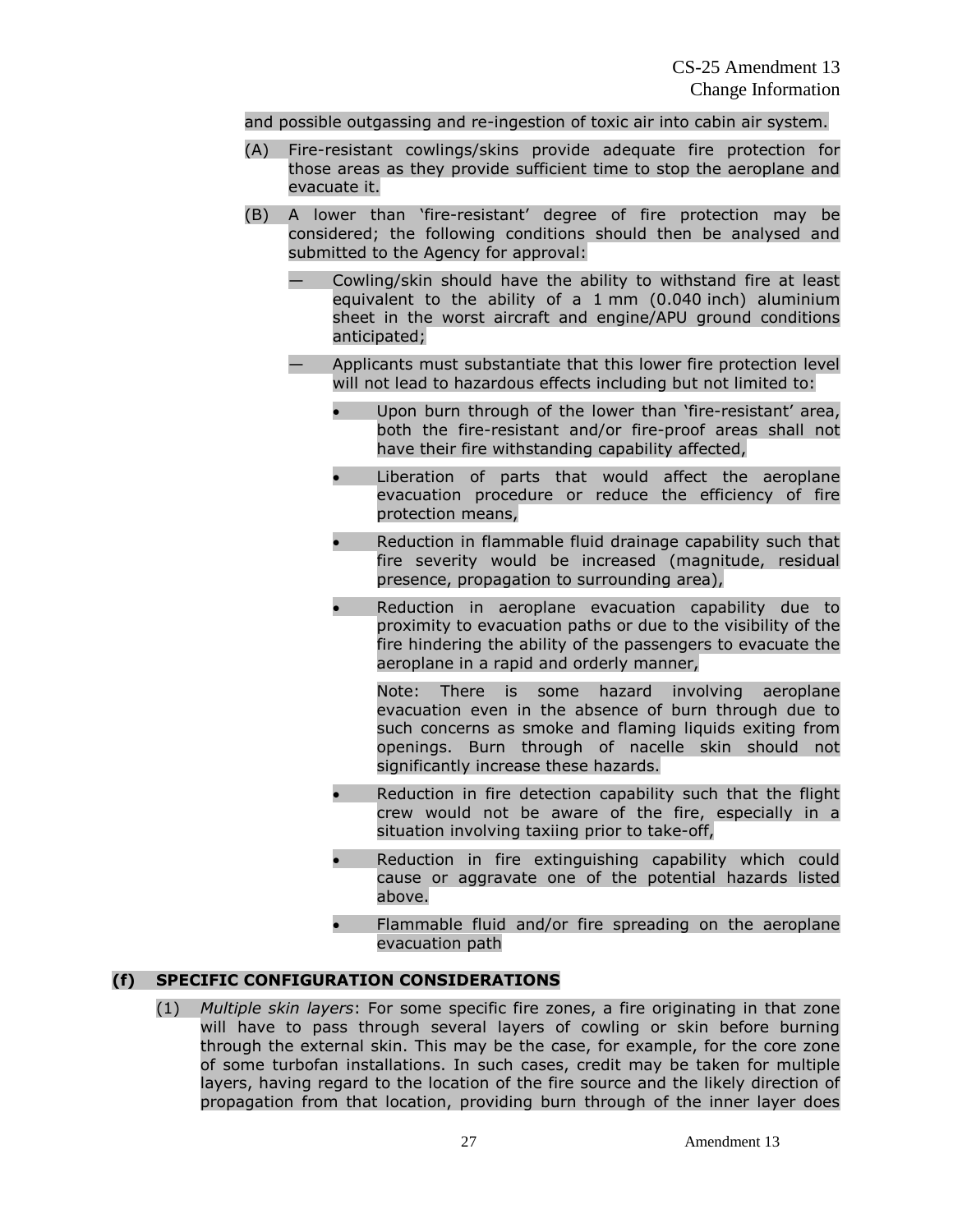and possible outgassing and re-ingestion of toxic air into cabin air system.

(A) Fire-resistant cowlings/skins provide adequate fire protection for those areas as they provide sufficient time to stop the aeroplane and evacuate it.

(B) A lower than 'fire-resistant' degree of fire protection may be considered; the following conditions should then be analysed and submitted to the Agency for approval:

— Cowling/skin should have the ability to withstand fire at least equivalent to the ability of a 1 mm (0.040 inch) aluminium sheet in the worst aircraft and engine/APU ground conditions anticipated;

— Applicants must substantiate that this lower fire protection level will not lead to hazardous effects including but not limited to:

- Upon burn through of the lower than 'fire-resistant' area, both the fire-resistant and/or fire-proof areas shall not have their fire withstanding capability affected,
- Liberation of parts that would affect the aeroplane evacuation procedure or reduce the efficiency of fire protection means,
- Reduction in flammable fluid drainage capability such that fire severity would be increased (magnitude, residual presence, propagation to surrounding area),
- Reduction in aeroplane evacuation capability due to proximity to evacuation paths or due to the visibility of the fire hindering the ability of the passengers to evacuate the aeroplane in a rapid and orderly manner,

  Note: There is some hazard involving aeroplane evacuation even in the absence of burn through due to such concerns as smoke and flaming liquids exiting from openings. Burn through of nacelle skin should not significantly increase these hazards.

- Reduction in fire detection capability such that the flight crew would not be aware of the fire, especially in a situation involving taxiing prior to take-off,
- Reduction in fire extinguishing capability which could cause or aggravate one of the potential hazards listed above.
- Flammable fluid and/or fire spreading on the aeroplane evacuation path

**(f) SPECIFIC CONFIGURATION CONSIDERATIONS**

(1) *Multiple skin layers*: For some specific fire zones, a fire originating in that zone will have to pass through several layers of cowling or skin before burning through the external skin. This may be the case, for example, for the core zone of some turbofan installations. In such cases, credit may be taken for multiple layers, having regard to the location of the fire source and the likely direction of propagation from that location, providing burn through of the inner layer does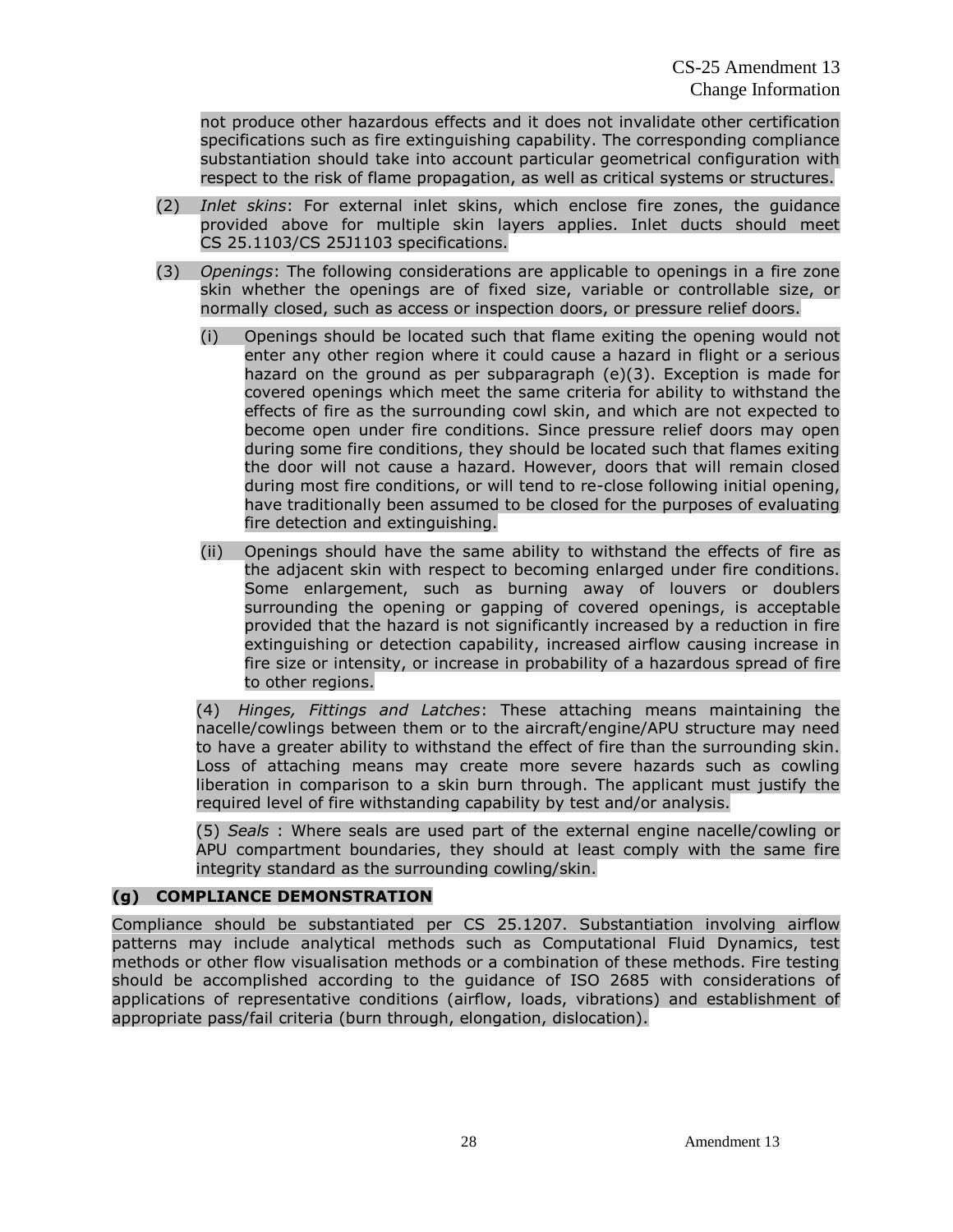not produce other hazardous effects and it does not invalidate other certification specifications such as fire extinguishing capability. The corresponding compliance substantiation should take into account particular geometrical configuration with respect to the risk of flame propagation, as well as critical systems or structures.

(2) *Inlet skins*: For external inlet skins, which enclose fire zones, the guidance provided above for multiple skin layers applies. Inlet ducts should meet CS 25.1103/CS 25J1103 specifications.

(3) *Openings*: The following considerations are applicable to openings in a fire zone skin whether the openings are of fixed size, variable or controllable size, or normally closed, such as access or inspection doors, or pressure relief doors.

(i) Openings should be located such that flame exiting the opening would not enter any other region where it could cause a hazard in flight or a serious hazard on the ground as per subparagraph (e)(3). Exception is made for covered openings which meet the same criteria for ability to withstand the effects of fire as the surrounding cowl skin, and which are not expected to become open under fire conditions. Since pressure relief doors may open during some fire conditions, they should be located such that flames exiting the door will not cause a hazard. However, doors that will remain closed during most fire conditions, or will tend to re-close following initial opening, have traditionally been assumed to be closed for the purposes of evaluating fire detection and extinguishing.

(ii) Openings should have the same ability to withstand the effects of fire as the adjacent skin with respect to becoming enlarged under fire conditions. Some enlargement, such as burning away of louvers or doublers surrounding the opening or gapping of covered openings, is acceptable provided that the hazard is not significantly increased by a reduction in fire extinguishing or detection capability, increased airflow causing increase in fire size or intensity, or increase in probability of a hazardous spread of fire to other regions.

(4) *Hinges, Fittings and Latches*: These attaching means maintaining the nacelle/cowlings between them or to the aircraft/engine/APU structure may need to have a greater ability to withstand the effect of fire than the surrounding skin. Loss of attaching means may create more severe hazards such as cowling liberation in comparison to a skin burn through. The applicant must justify the required level of fire withstanding capability by test and/or analysis.

(5) *Seals* : Where seals are used part of the external engine nacelle/cowling or APU compartment boundaries, they should at least comply with the same fire integrity standard as the surrounding cowling/skin.

**(g) COMPLIANCE DEMONSTRATION**

Compliance should be substantiated per CS 25.1207. Substantiation involving airflow patterns may include analytical methods such as Computational Fluid Dynamics, test methods or other flow visualisation methods or a combination of these methods. Fire testing should be accomplished according to the guidance of ISO 2685 with considerations of applications of representative conditions (airflow, loads, vibrations) and establishment of appropriate pass/fail criteria (burn through, elongation, dislocation).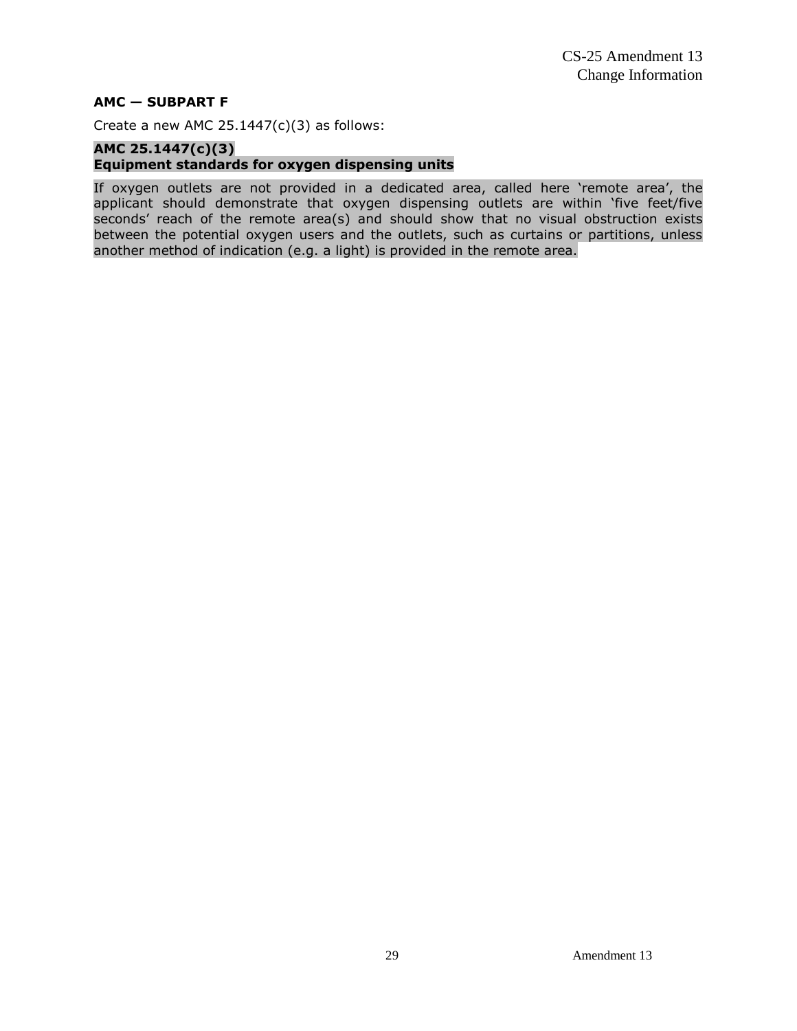**AMC — SUBPART F**

Create a new AMC 25.1447(c)(3) as follows:

**AMC 25.1447(c)(3)**
**Equipment standards for oxygen dispensing units**

If oxygen outlets are not provided in a dedicated area, called here 'remote area', the applicant should demonstrate that oxygen dispensing outlets are within 'five feet/five seconds' reach of the remote area(s) and should show that no visual obstruction exists between the potential oxygen users and the outlets, such as curtains or partitions, unless another method of indication (e.g. a light) is provided in the remote area.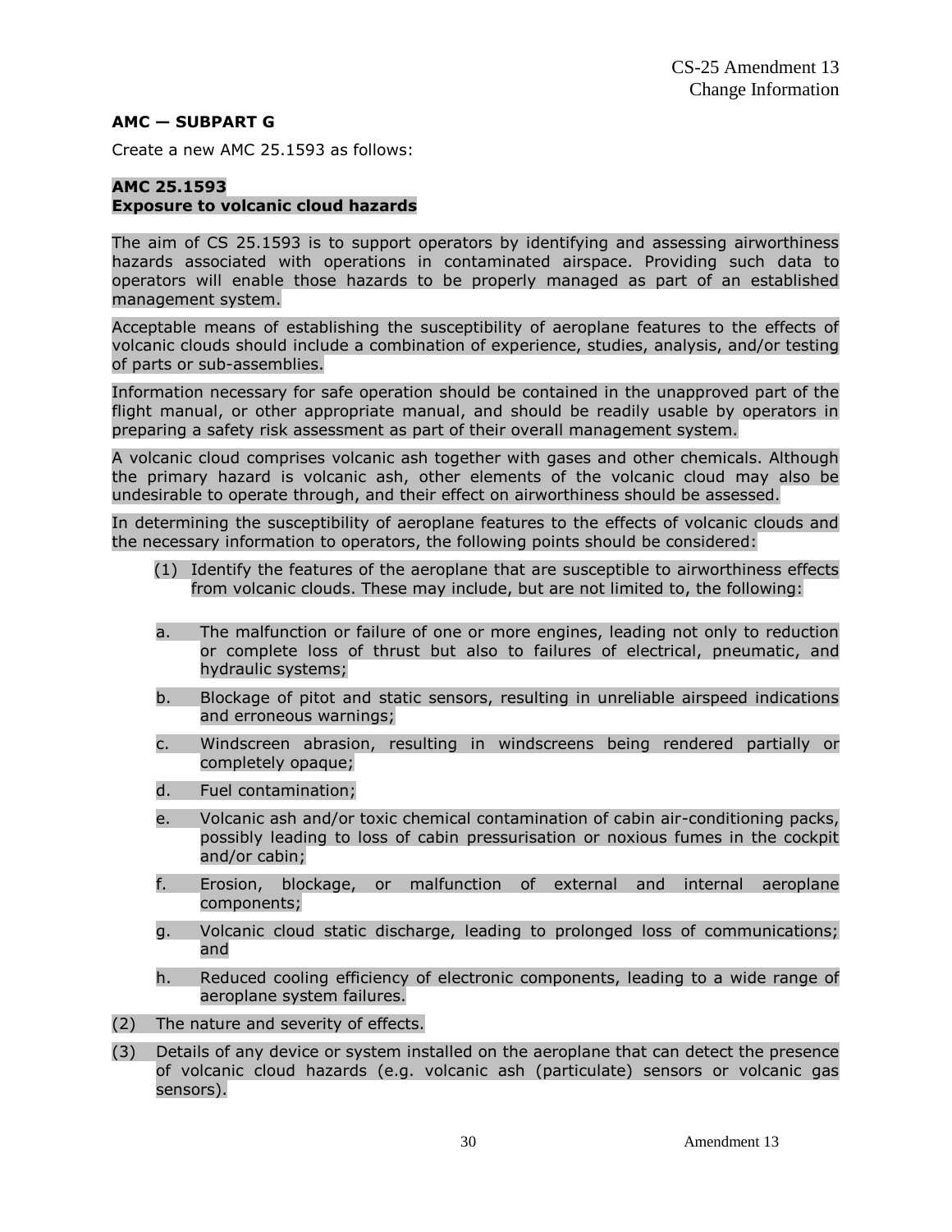**AMC — SUBPART G**

Create a new AMC 25.1593 as follows:

**AMC 25.1593**
**Exposure to volcanic cloud hazards**

The aim of CS 25.1593 is to support operators by identifying and assessing airworthiness hazards associated with operations in contaminated airspace. Providing such data to operators will enable those hazards to be properly managed as part of an established management system.

Acceptable means of establishing the susceptibility of aeroplane features to the effects of volcanic clouds should include a combination of experience, studies, analysis, and/or testing of parts or sub-assemblies.

Information necessary for safe operation should be contained in the unapproved part of the flight manual, or other appropriate manual, and should be readily usable by operators in preparing a safety risk assessment as part of their overall management system.

A volcanic cloud comprises volcanic ash together with gases and other chemicals. Although the primary hazard is volcanic ash, other elements of the volcanic cloud may also be undesirable to operate through, and their effect on airworthiness should be assessed.

In determining the susceptibility of aeroplane features to the effects of volcanic clouds and the necessary information to operators, the following points should be considered:

(1) Identify the features of the aeroplane that are susceptible to airworthiness effects from volcanic clouds. These may include, but are not limited to, the following:

a. The malfunction or failure of one or more engines, leading not only to reduction or complete loss of thrust but also to failures of electrical, pneumatic, and hydraulic systems;

b. Blockage of pitot and static sensors, resulting in unreliable airspeed indications and erroneous warnings;

c. Windscreen abrasion, resulting in windscreens being rendered partially or completely opaque;

d. Fuel contamination;

e. Volcanic ash and/or toxic chemical contamination of cabin air-conditioning packs, possibly leading to loss of cabin pressurisation or noxious fumes in the cockpit and/or cabin;

f. Erosion, blockage, or malfunction of external and internal aeroplane components;

g. Volcanic cloud static discharge, leading to prolonged loss of communications; and

h. Reduced cooling efficiency of electronic components, leading to a wide range of aeroplane system failures.

(2) The nature and severity of effects.

(3) Details of any device or system installed on the aeroplane that can detect the presence of volcanic cloud hazards (e.g. volcanic ash (particulate) sensors or volcanic gas sensors).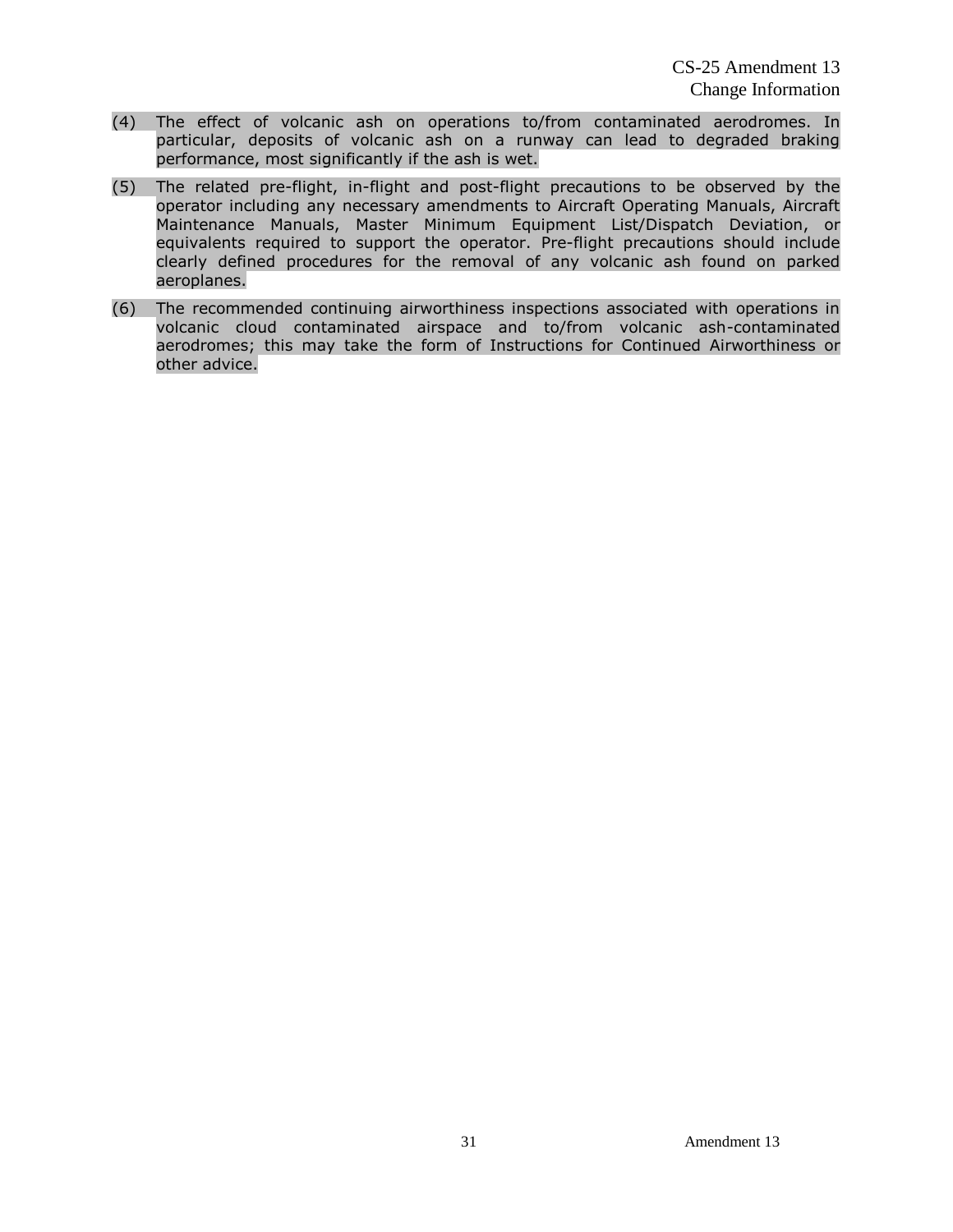(4) The effect of volcanic ash on operations to/from contaminated aerodromes. In particular, deposits of volcanic ash on a runway can lead to degraded braking performance, most significantly if the ash is wet.

(5) The related pre-flight, in-flight and post-flight precautions to be observed by the operator including any necessary amendments to Aircraft Operating Manuals, Aircraft Maintenance Manuals, Master Minimum Equipment List/Dispatch Deviation, or equivalents required to support the operator. Pre-flight precautions should include clearly defined procedures for the removal of any volcanic ash found on parked aeroplanes.

(6) The recommended continuing airworthiness inspections associated with operations in volcanic cloud contaminated airspace and to/from volcanic ash-contaminated aerodromes; this may take the form of Instructions for Continued Airworthiness or other advice.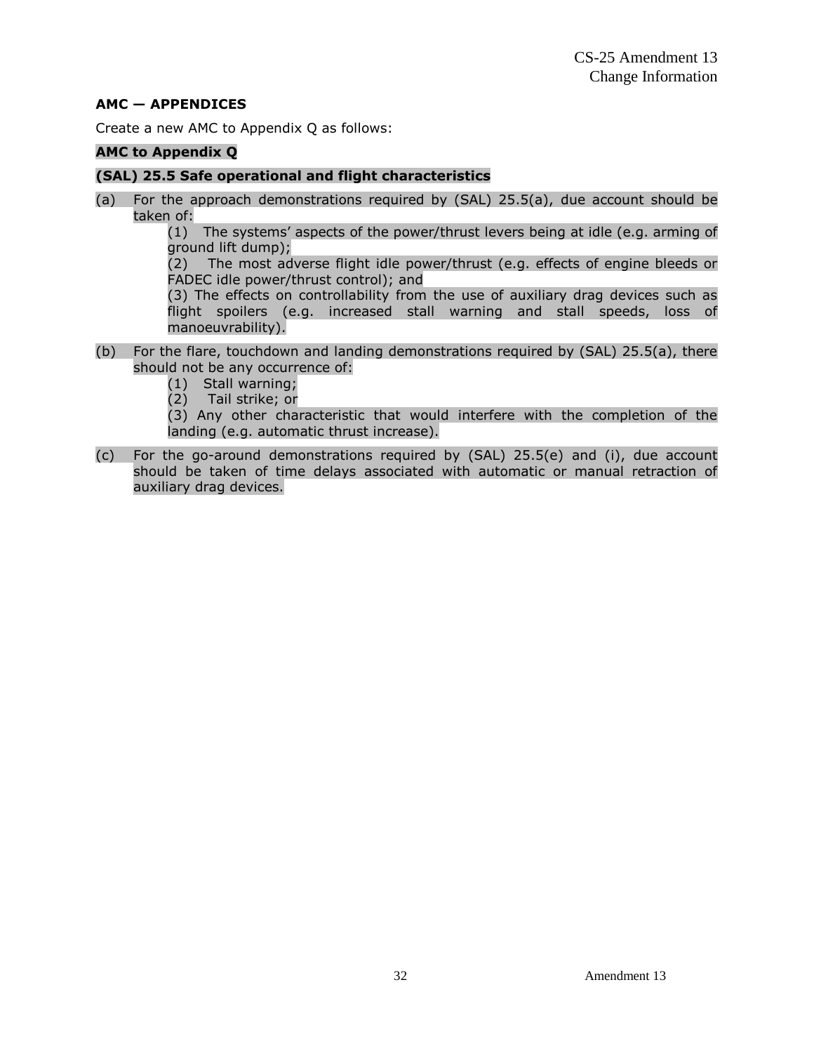**AMC — APPENDICES**

Create a new AMC to Appendix Q as follows:

**AMC to Appendix Q**

**(SAL) 25.5 Safe operational and flight characteristics**

(a) For the approach demonstrations required by (SAL) 25.5(a), due account should be taken of:

   (1) The systems' aspects of the power/thrust levers being at idle (e.g. arming of ground lift dump);

   (2) The most adverse flight idle power/thrust (e.g. effects of engine bleeds or FADEC idle power/thrust control); and

   (3) The effects on controllability from the use of auxiliary drag devices such as flight spoilers (e.g. increased stall warning and stall speeds, loss of manoeuvrability).

(b) For the flare, touchdown and landing demonstrations required by (SAL) 25.5(a), there should not be any occurrence of:

   (1) Stall warning;

   (2) Tail strike; or

   (3) Any other characteristic that would interfere with the completion of the landing (e.g. automatic thrust increase).

(c) For the go-around demonstrations required by (SAL) 25.5(e) and (i), due account should be taken of time delays associated with automatic or manual retraction of auxiliary drag devices.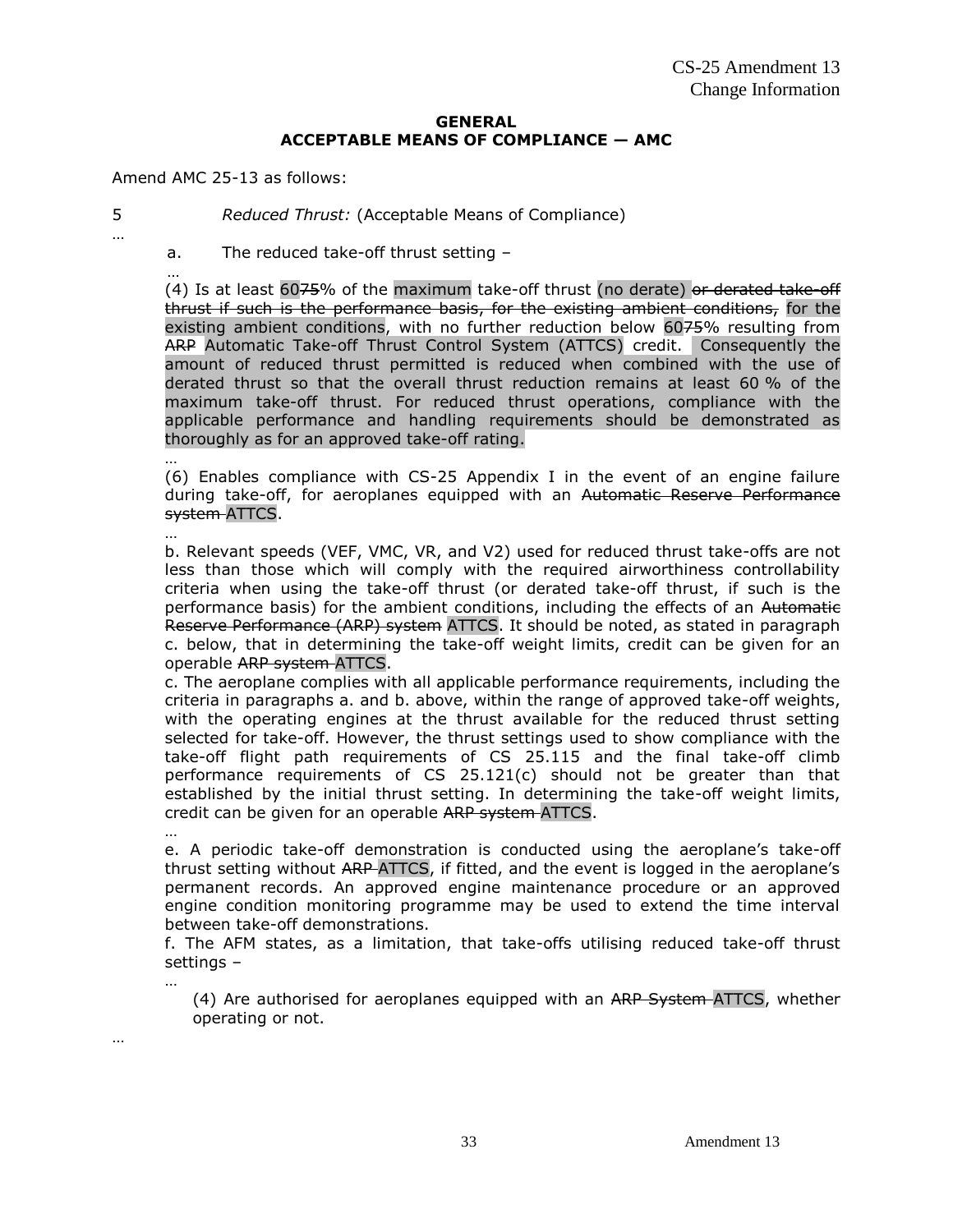**GENERAL**
**ACCEPTABLE MEANS OF COMPLIANCE — AMC**

Amend AMC 25-13 as follows:

5 *Reduced Thrust:* (Acceptable Means of Compliance)

…

a. The reduced take-off thrust setting –

…

(4) Is at least 60~~75~~% of the maximum take-off thrust (no derate) ~~or derated take-off thrust if such is the performance basis, for the existing ambient conditions,~~ for the existing ambient conditions, with no further reduction below 60~~75~~% resulting from ~~ARP~~ Automatic Take-off Thrust Control System (ATTCS) credit. Consequently the amount of reduced thrust permitted is reduced when combined with the use of derated thrust so that the overall thrust reduction remains at least 60 % of the maximum take-off thrust. For reduced thrust operations, compliance with the applicable performance and handling requirements should be demonstrated as thoroughly as for an approved take-off rating.

…

(6) Enables compliance with CS-25 Appendix I in the event of an engine failure during take-off, for aeroplanes equipped with an ~~Automatic Reserve Performance system~~ ATTCS.

…

b. Relevant speeds (VEF, VMC, VR, and V2) used for reduced thrust take-offs are not less than those which will comply with the required airworthiness controllability criteria when using the take-off thrust (or derated take-off thrust, if such is the performance basis) for the ambient conditions, including the effects of an ~~Automatic Reserve Performance (ARP) system~~ ATTCS. It should be noted, as stated in paragraph c. below, that in determining the take-off weight limits, credit can be given for an operable ~~ARP system~~ ATTCS.

c. The aeroplane complies with all applicable performance requirements, including the criteria in paragraphs a. and b. above, within the range of approved take-off weights, with the operating engines at the thrust available for the reduced thrust setting selected for take-off. However, the thrust settings used to show compliance with the take-off flight path requirements of CS 25.115 and the final take-off climb performance requirements of CS 25.121(c) should not be greater than that established by the initial thrust setting. In determining the take-off weight limits, credit can be given for an operable ~~ARP system~~ ATTCS.

…

e. A periodic take-off demonstration is conducted using the aeroplane's take-off thrust setting without ~~ARP~~ ATTCS, if fitted, and the event is logged in the aeroplane's permanent records. An approved engine maintenance procedure or an approved engine condition monitoring programme may be used to extend the time interval between take-off demonstrations.

f. The AFM states, as a limitation, that take-offs utilising reduced take-off thrust settings –

…

(4) Are authorised for aeroplanes equipped with an ~~ARP System~~ ATTCS, whether operating or not.

…